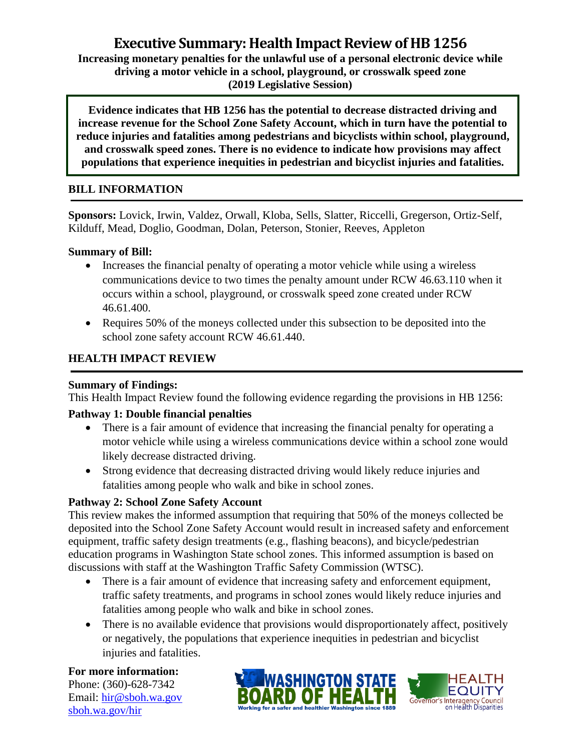# Executive Summary: Health Impact Review of HB 1256

**Increasing monetary penalties for the unlawful use of a personal electronic device while driving a motor vehicle in a school, playground, or crosswalk speed zone (2019 Legislative Session)**

**Evidence indicates that HB 1256 has the potential to decrease distracted driving and increase revenue for the School Zone Safety Account, which in turn have the potential to reduce injuries and fatalities among pedestrians and bicyclists within school, playground, and crosswalk speed zones. There is no evidence to indicate how provisions may affect populations that experience inequities in pedestrian and bicyclist injuries and fatalities.**

## BILL INFORMATION

**Sponsors:** Lovick, Irwin, Valdez, Orwall, Kloba, Sells, Slatter, Riccelli, Gregerson, Ortiz-Self, Kilduff, Mead, Doglio, Goodman, Dolan, Peterson, Stonier, Reeves, Appleton

**Summary of Bill:**

- Increases the financial penalty of operating a motor vehicle while using a wireless communications device to two times the penalty amount under RCW 46.63.110 when it occurs within a school, playground, or crosswalk speed zone created under RCW 46.61.400.
- Requires 50% of the moneys collected under this subsection to be deposited into the school zone safety account RCW 46.61.440.

## HEALTH IMPACT REVIEW

**Summary of Findings:**

This Health Impact Review found the following evidence regarding the provisions in HB 1256:

**Pathway 1: Double financial penalties**

- There is a fair amount of evidence that increasing the financial penalty for operating a motor vehicle while using a wireless communications device within a school zone would likely decrease distracted driving.
- Strong evidence that decreasing distracted driving would likely reduce injuries and fatalities among people who walk and bike in school zones.

**Pathway 2: School Zone Safety Account**

This review makes the informed assumption that requiring that 50% of the moneys collected be deposited into the School Zone Safety Account would result in increased safety and enforcement equipment, traffic safety design treatments (e.g., flashing beacons), and bicycle/pedestrian education programs in Washington State school zones. This informed assumption is based on discussions with staff at the Washington Traffic Safety Commission (WTSC).

- There is a fair amount of evidence that increasing safety and enforcement equipment, traffic safety treatments, and programs in school zones would likely reduce injuries and fatalities among people who walk and bike in school zones.
- There is no available evidence that provisions would disproportionately affect, positively or negatively, the populations that experience inequities in pedestrian and bicyclist injuries and fatalities.

**For more information:**

Phone: (360)-628-7342
Email: hir@sboh.wa.gov
sboh.wa.gov/hir

WASHINGTON STATE BOARD OF HEALTH — Working for a safer and healthier Washington since 1889

HEALTH EQUITY — Governor's Interagency Council on Health Disparities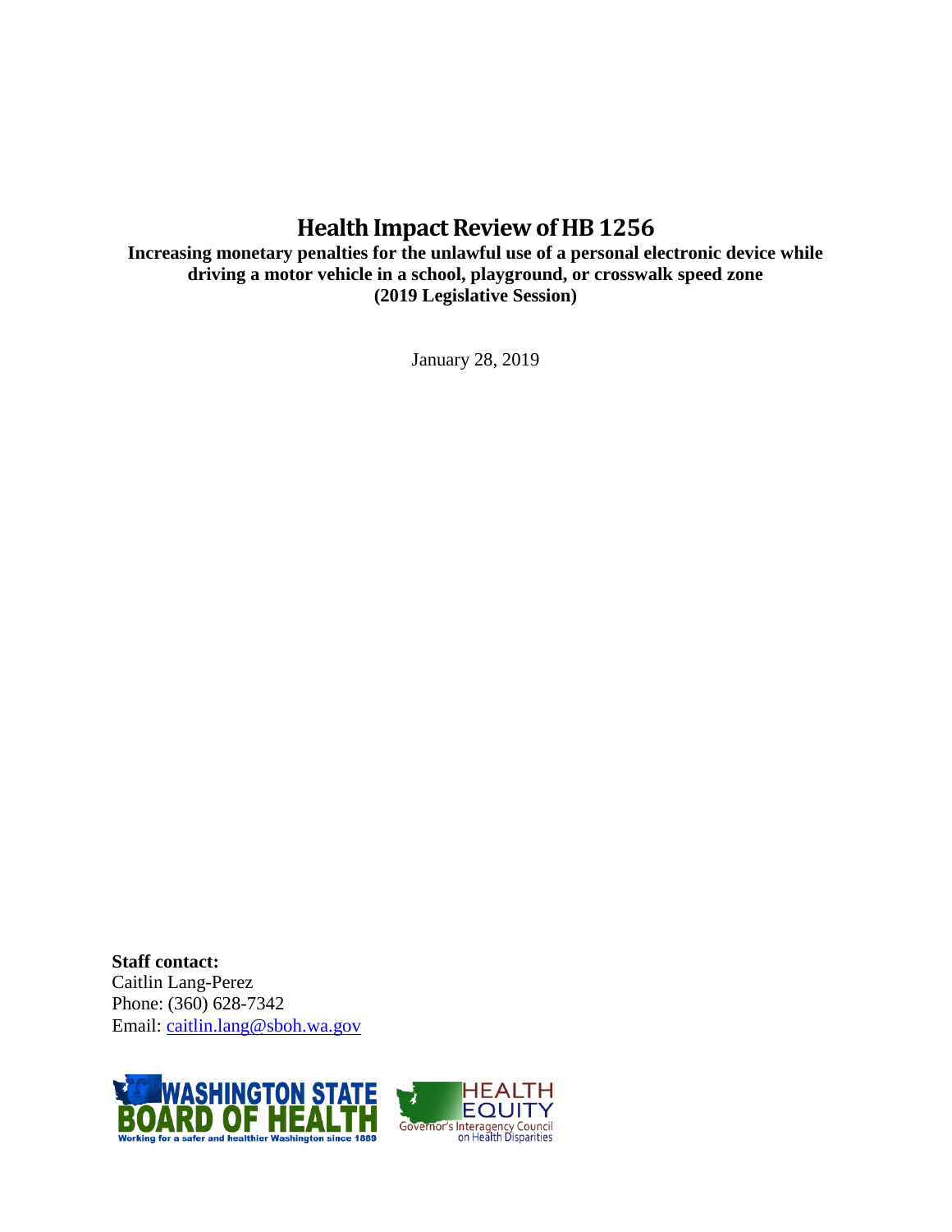# Health Impact Review of HB 1256

**Increasing monetary penalties for the unlawful use of a personal electronic device while driving a motor vehicle in a school, playground, or crosswalk speed zone (2019 Legislative Session)**

January 28, 2019

**Staff contact:**
Caitlin Lang-Perez
Phone: (360) 628-7342
Email: [caitlin.lang@sboh.wa.gov](mailto:caitlin.lang@sboh.wa.gov)

WASHINGTON STATE BOARD OF HEALTH
Working for a safer and healthier Washington since 1889

HEALTH EQUITY
Governor's Interagency Council on Health Disparities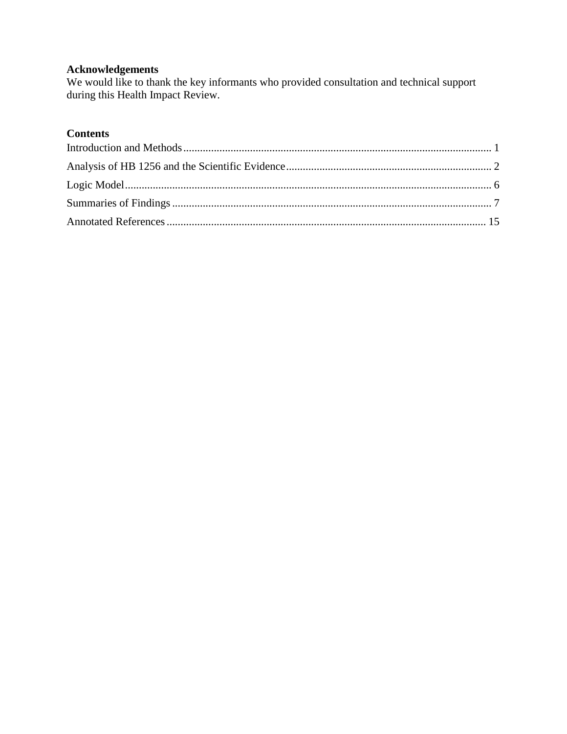**Acknowledgements**
We would like to thank the key informants who provided consultation and technical support during this Health Impact Review.

**Contents**

Introduction and Methods .............................................................................................................. 1

Analysis of HB 1256 and the Scientific Evidence ......................................................................... 2

Logic Model .................................................................................................................................. 6

Summaries of Findings .................................................................................................................. 7

Annotated References .................................................................................................................. 15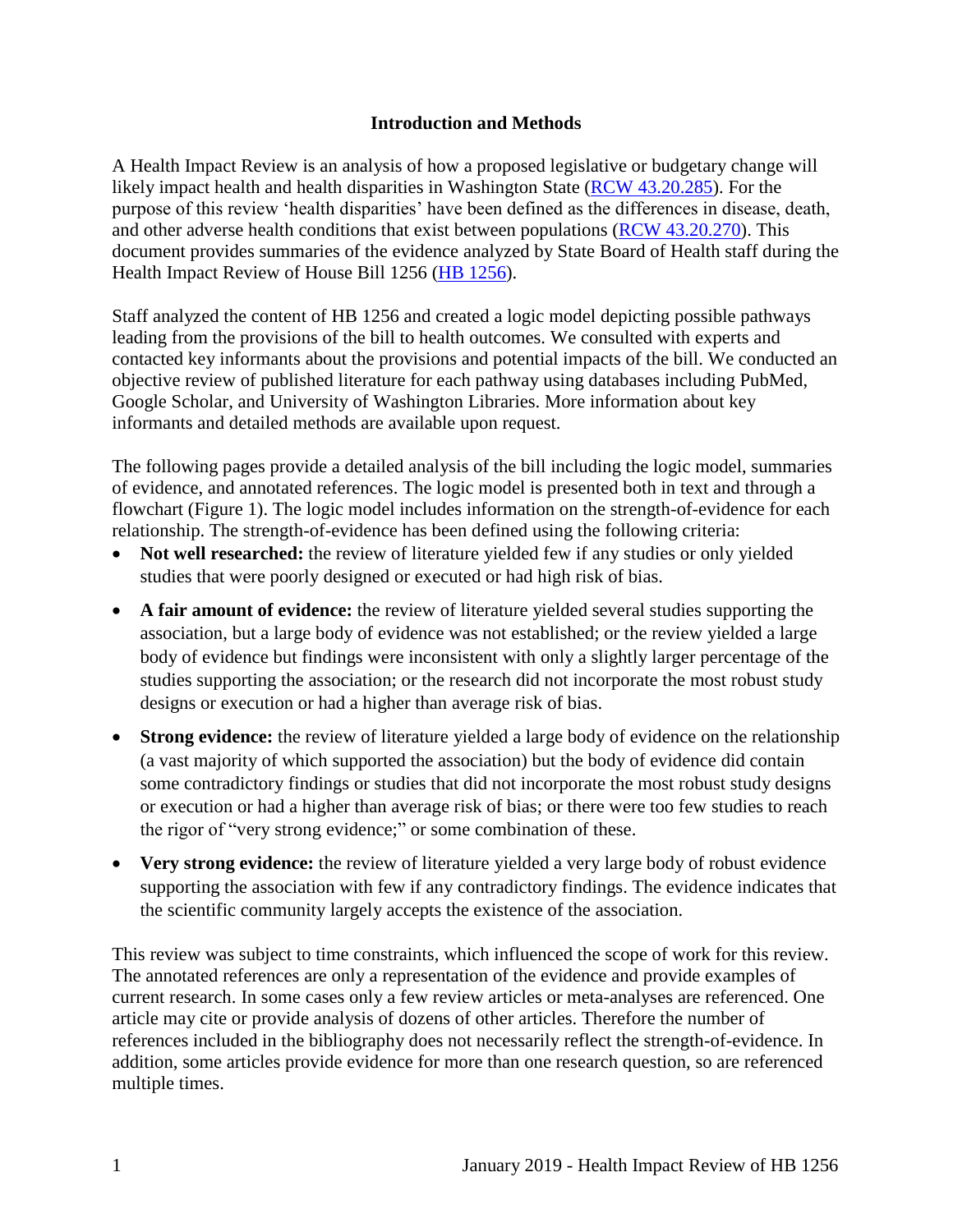## Introduction and Methods

A Health Impact Review is an analysis of how a proposed legislative or budgetary change will likely impact health and health disparities in Washington State ([RCW 43.20.285](RCW 43.20.285)). For the purpose of this review 'health disparities' have been defined as the differences in disease, death, and other adverse health conditions that exist between populations ([RCW 43.20.270](RCW 43.20.270)). This document provides summaries of the evidence analyzed by State Board of Health staff during the Health Impact Review of House Bill 1256 ([HB 1256](HB 1256)).

Staff analyzed the content of HB 1256 and created a logic model depicting possible pathways leading from the provisions of the bill to health outcomes. We consulted with experts and contacted key informants about the provisions and potential impacts of the bill. We conducted an objective review of published literature for each pathway using databases including PubMed, Google Scholar, and University of Washington Libraries. More information about key informants and detailed methods are available upon request.

The following pages provide a detailed analysis of the bill including the logic model, summaries of evidence, and annotated references. The logic model is presented both in text and through a flowchart (Figure 1). The logic model includes information on the strength-of-evidence for each relationship. The strength-of-evidence has been defined using the following criteria:

- **Not well researched:** the review of literature yielded few if any studies or only yielded studies that were poorly designed or executed or had high risk of bias.
- **A fair amount of evidence:** the review of literature yielded several studies supporting the association, but a large body of evidence was not established; or the review yielded a large body of evidence but findings were inconsistent with only a slightly larger percentage of the studies supporting the association; or the research did not incorporate the most robust study designs or execution or had a higher than average risk of bias.
- **Strong evidence:** the review of literature yielded a large body of evidence on the relationship (a vast majority of which supported the association) but the body of evidence did contain some contradictory findings or studies that did not incorporate the most robust study designs or execution or had a higher than average risk of bias; or there were too few studies to reach the rigor of "very strong evidence;" or some combination of these.
- **Very strong evidence:** the review of literature yielded a very large body of robust evidence supporting the association with few if any contradictory findings. The evidence indicates that the scientific community largely accepts the existence of the association.

This review was subject to time constraints, which influenced the scope of work for this review. The annotated references are only a representation of the evidence and provide examples of current research. In some cases only a few review articles or meta-analyses are referenced. One article may cite or provide analysis of dozens of other articles. Therefore the number of references included in the bibliography does not necessarily reflect the strength-of-evidence. In addition, some articles provide evidence for more than one research question, so are referenced multiple times.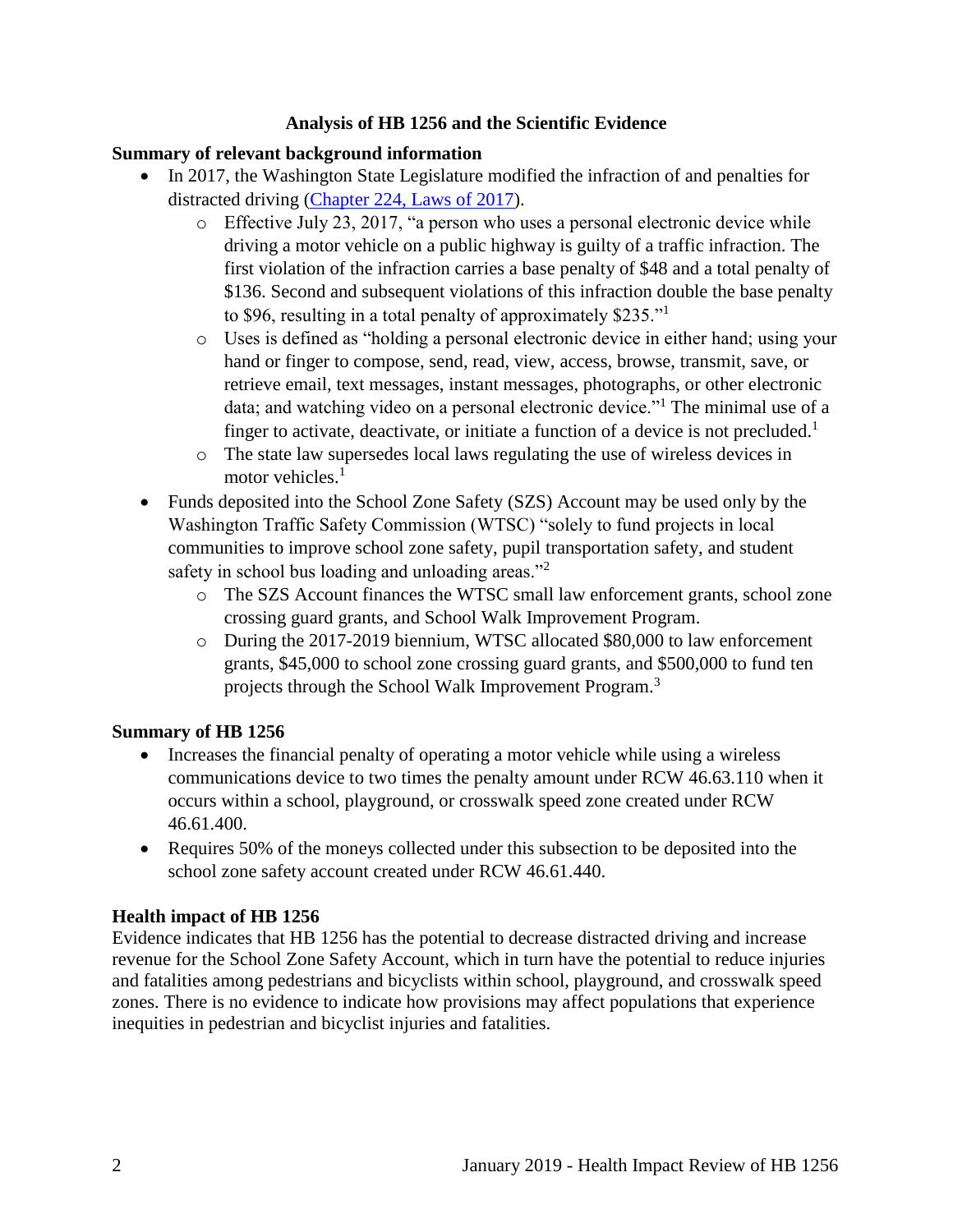**Analysis of HB 1256 and the Scientific Evidence**

**Summary of relevant background information**

- In 2017, the Washington State Legislature modified the infraction of and penalties for distracted driving (Chapter 224, Laws of 2017).
  - Effective July 23, 2017, "a person who uses a personal electronic device while driving a motor vehicle on a public highway is guilty of a traffic infraction. The first violation of the infraction carries a base penalty of $48 and a total penalty of $136. Second and subsequent violations of this infraction double the base penalty to $96, resulting in a total penalty of approximately $235."[1]
  - Uses is defined as "holding a personal electronic device in either hand; using your hand or finger to compose, send, read, view, access, browse, transmit, save, or retrieve email, text messages, instant messages, photographs, or other electronic data; and watching video on a personal electronic device."[1] The minimal use of a finger to activate, deactivate, or initiate a function of a device is not precluded.[1]
  - The state law supersedes local laws regulating the use of wireless devices in motor vehicles.[1]
- Funds deposited into the School Zone Safety (SZS) Account may be used only by the Washington Traffic Safety Commission (WTSC) "solely to fund projects in local communities to improve school zone safety, pupil transportation safety, and student safety in school bus loading and unloading areas."[2]
  - The SZS Account finances the WTSC small law enforcement grants, school zone crossing guard grants, and School Walk Improvement Program.
  - During the 2017-2019 biennium, WTSC allocated $80,000 to law enforcement grants, $45,000 to school zone crossing guard grants, and $500,000 to fund ten projects through the School Walk Improvement Program.[3]

**Summary of HB 1256**

- Increases the financial penalty of operating a motor vehicle while using a wireless communications device to two times the penalty amount under RCW 46.63.110 when it occurs within a school, playground, or crosswalk speed zone created under RCW 46.61.400.
- Requires 50% of the moneys collected under this subsection to be deposited into the school zone safety account created under RCW 46.61.440.

**Health impact of HB 1256**

Evidence indicates that HB 1256 has the potential to decrease distracted driving and increase revenue for the School Zone Safety Account, which in turn have the potential to reduce injuries and fatalities among pedestrians and bicyclists within school, playground, and crosswalk speed zones. There is no evidence to indicate how provisions may affect populations that experience inequities in pedestrian and bicyclist injuries and fatalities.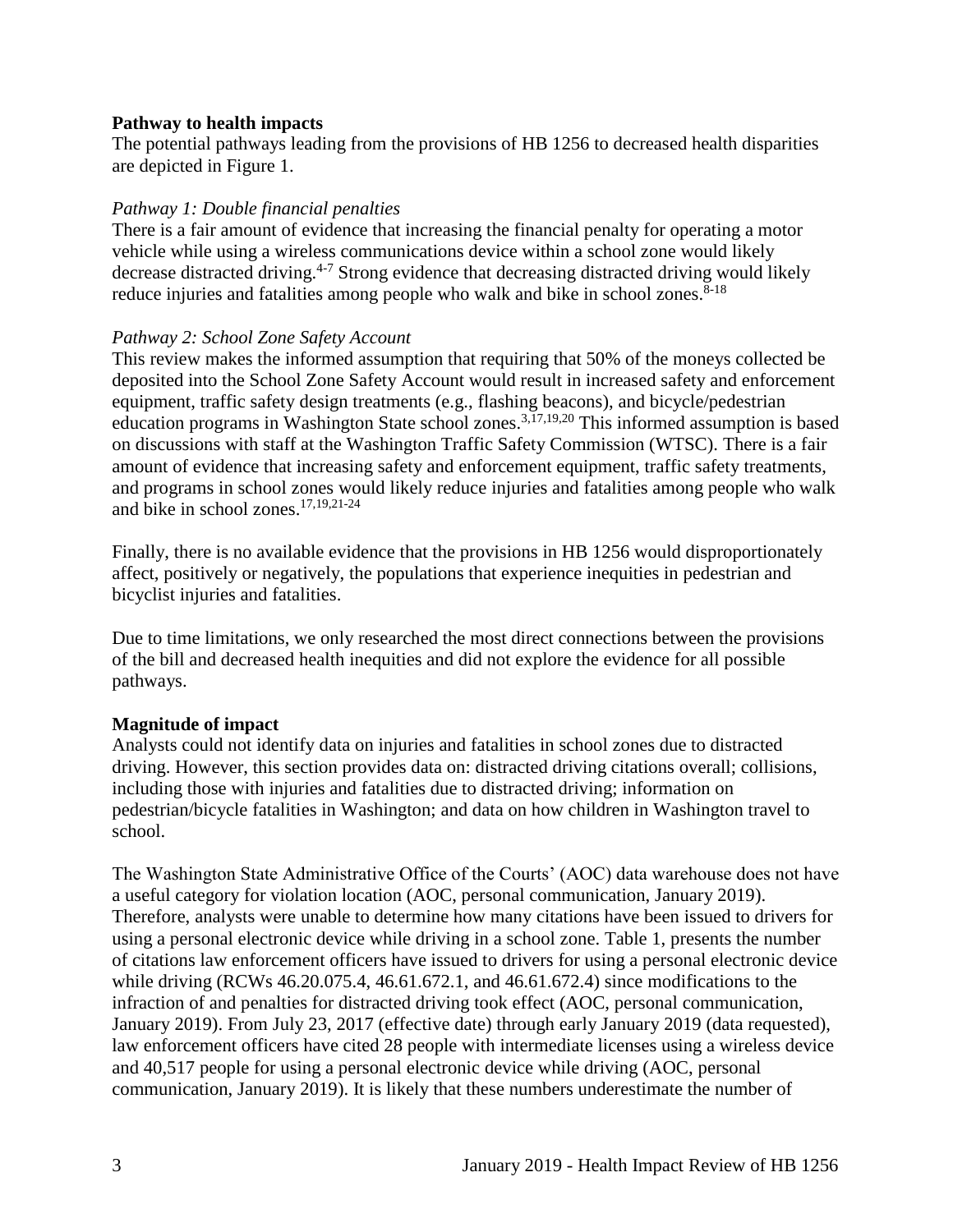**Pathway to health impacts**

The potential pathways leading from the provisions of HB 1256 to decreased health disparities are depicted in Figure 1.

*Pathway 1: Double financial penalties*

There is a fair amount of evidence that increasing the financial penalty for operating a motor vehicle while using a wireless communications device within a school zone would likely decrease distracted driving.[4-7] Strong evidence that decreasing distracted driving would likely reduce injuries and fatalities among people who walk and bike in school zones.[8-18]

*Pathway 2: School Zone Safety Account*

This review makes the informed assumption that requiring that 50% of the moneys collected be deposited into the School Zone Safety Account would result in increased safety and enforcement equipment, traffic safety design treatments (e.g., flashing beacons), and bicycle/pedestrian education programs in Washington State school zones.[3,17,19,20] This informed assumption is based on discussions with staff at the Washington Traffic Safety Commission (WTSC). There is a fair amount of evidence that increasing safety and enforcement equipment, traffic safety treatments, and programs in school zones would likely reduce injuries and fatalities among people who walk and bike in school zones.[17,19,21-24]

Finally, there is no available evidence that the provisions in HB 1256 would disproportionately affect, positively or negatively, the populations that experience inequities in pedestrian and bicyclist injuries and fatalities.

Due to time limitations, we only researched the most direct connections between the provisions of the bill and decreased health inequities and did not explore the evidence for all possible pathways.

**Magnitude of impact**

Analysts could not identify data on injuries and fatalities in school zones due to distracted driving. However, this section provides data on: distracted driving citations overall; collisions, including those with injuries and fatalities due to distracted driving; information on pedestrian/bicycle fatalities in Washington; and data on how children in Washington travel to school.

The Washington State Administrative Office of the Courts' (AOC) data warehouse does not have a useful category for violation location (AOC, personal communication, January 2019). Therefore, analysts were unable to determine how many citations have been issued to drivers for using a personal electronic device while driving in a school zone. Table 1, presents the number of citations law enforcement officers have issued to drivers for using a personal electronic device while driving (RCWs 46.20.075.4, 46.61.672.1, and 46.61.672.4) since modifications to the infraction of and penalties for distracted driving took effect (AOC, personal communication, January 2019). From July 23, 2017 (effective date) through early January 2019 (data requested), law enforcement officers have cited 28 people with intermediate licenses using a wireless device and 40,517 people for using a personal electronic device while driving (AOC, personal communication, January 2019). It is likely that these numbers underestimate the number of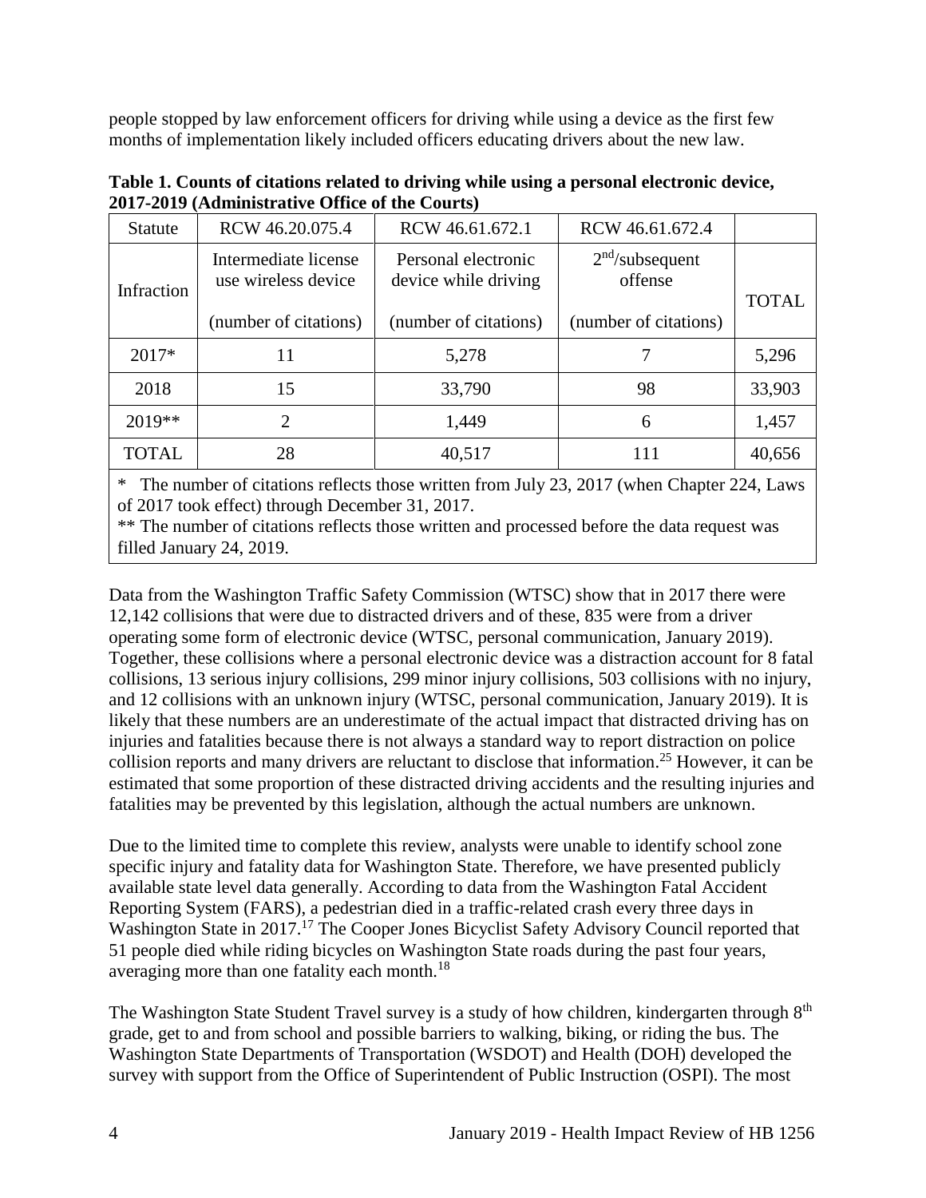people stopped by law enforcement officers for driving while using a device as the first few months of implementation likely included officers educating drivers about the new law.

**Table 1. Counts of citations related to driving while using a personal electronic device, 2017-2019 (Administrative Office of the Courts)**

| Statute | RCW 46.20.075.4 | RCW 46.61.672.1 | RCW 46.61.672.4 | |
|---|---|---|---|---|
| Infraction | Intermediate license use wireless device (number of citations) | Personal electronic device while driving (number of citations) | 2nd/subsequent offense (number of citations) | TOTAL |
| 2017* | 11 | 5,278 | 7 | 5,296 |
| 2018 | 15 | 33,790 | 98 | 33,903 |
| 2019** | 2 | 1,449 | 6 | 1,457 |
| TOTAL | 28 | 40,517 | 111 | 40,656 |

\* The number of citations reflects those written from July 23, 2017 (when Chapter 224, Laws of 2017 took effect) through December 31, 2017.
** The number of citations reflects those written and processed before the data request was filled January 24, 2019.

Data from the Washington Traffic Safety Commission (WTSC) show that in 2017 there were 12,142 collisions that were due to distracted drivers and of these, 835 were from a driver operating some form of electronic device (WTSC, personal communication, January 2019). Together, these collisions where a personal electronic device was a distraction account for 8 fatal collisions, 13 serious injury collisions, 299 minor injury collisions, 503 collisions with no injury, and 12 collisions with an unknown injury (WTSC, personal communication, January 2019). It is likely that these numbers are an underestimate of the actual impact that distracted driving has on injuries and fatalities because there is not always a standard way to report distraction on police collision reports and many drivers are reluctant to disclose that information.[25] However, it can be estimated that some proportion of these distracted driving accidents and the resulting injuries and fatalities may be prevented by this legislation, although the actual numbers are unknown.

Due to the limited time to complete this review, analysts were unable to identify school zone specific injury and fatality data for Washington State. Therefore, we have presented publicly available state level data generally. According to data from the Washington Fatal Accident Reporting System (FARS), a pedestrian died in a traffic-related crash every three days in Washington State in 2017.[17] The Cooper Jones Bicyclist Safety Advisory Council reported that 51 people died while riding bicycles on Washington State roads during the past four years, averaging more than one fatality each month.[18]

The Washington State Student Travel survey is a study of how children, kindergarten through 8th grade, get to and from school and possible barriers to walking, biking, or riding the bus. The Washington State Departments of Transportation (WSDOT) and Health (DOH) developed the survey with support from the Office of Superintendent of Public Instruction (OSPI). The most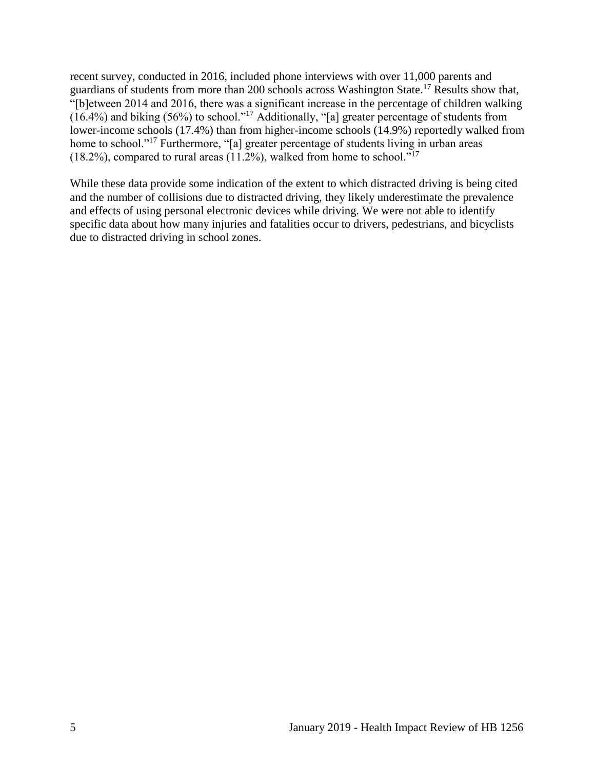recent survey, conducted in 2016, included phone interviews with over 11,000 parents and guardians of students from more than 200 schools across Washington State.[17] Results show that, "[b]etween 2014 and 2016, there was a significant increase in the percentage of children walking (16.4%) and biking (56%) to school."[17] Additionally, "[a] greater percentage of students from lower-income schools (17.4%) than from higher-income schools (14.9%) reportedly walked from home to school."[17] Furthermore, "[a] greater percentage of students living in urban areas (18.2%), compared to rural areas (11.2%), walked from home to school."[17]

While these data provide some indication of the extent to which distracted driving is being cited and the number of collisions due to distracted driving, they likely underestimate the prevalence and effects of using personal electronic devices while driving. We were not able to identify specific data about how many injuries and fatalities occur to drivers, pedestrians, and bicyclists due to distracted driving in school zones.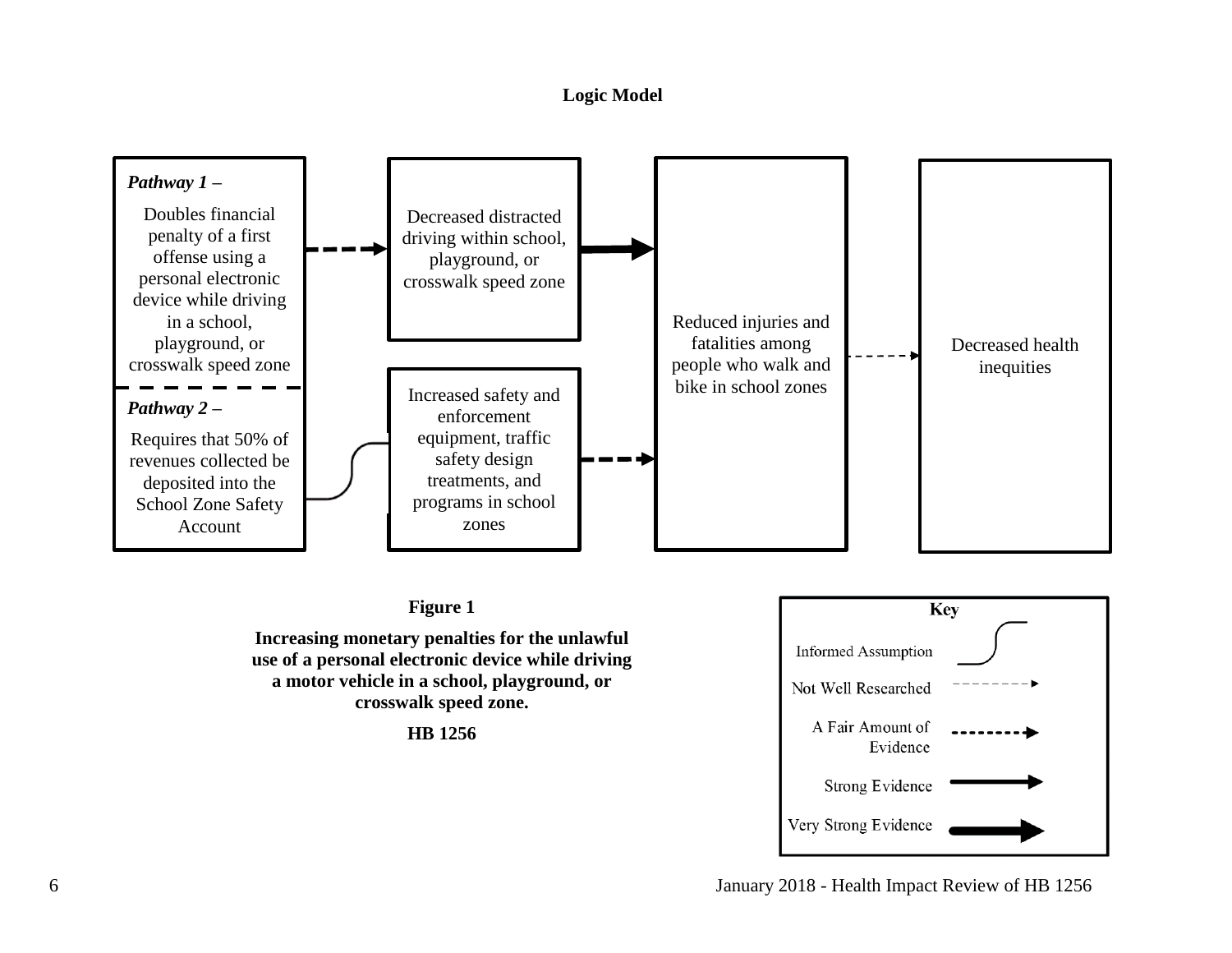**Logic Model**

*Pathway 1 –*

Doubles financial penalty of a first offense using a personal electronic device while driving in a school, playground, or crosswalk speed zone

*Pathway 2 –*

Requires that 50% of revenues collected be deposited into the School Zone Safety Account

Decreased distracted driving within school, playground, or crosswalk speed zone

Increased safety and enforcement equipment, traffic safety design treatments, and programs in school zones

Reduced injuries and fatalities among people who walk and bike in school zones

Decreased health inequities

**Key**

- Informed Assumption
- Not Well Researched
- A Fair Amount of Evidence
- Strong Evidence
- Very Strong Evidence

**Figure 1**

**Increasing monetary penalties for the unlawful use of a personal electronic device while driving a motor vehicle in a school, playground, or crosswalk speed zone.**

**HB 1256**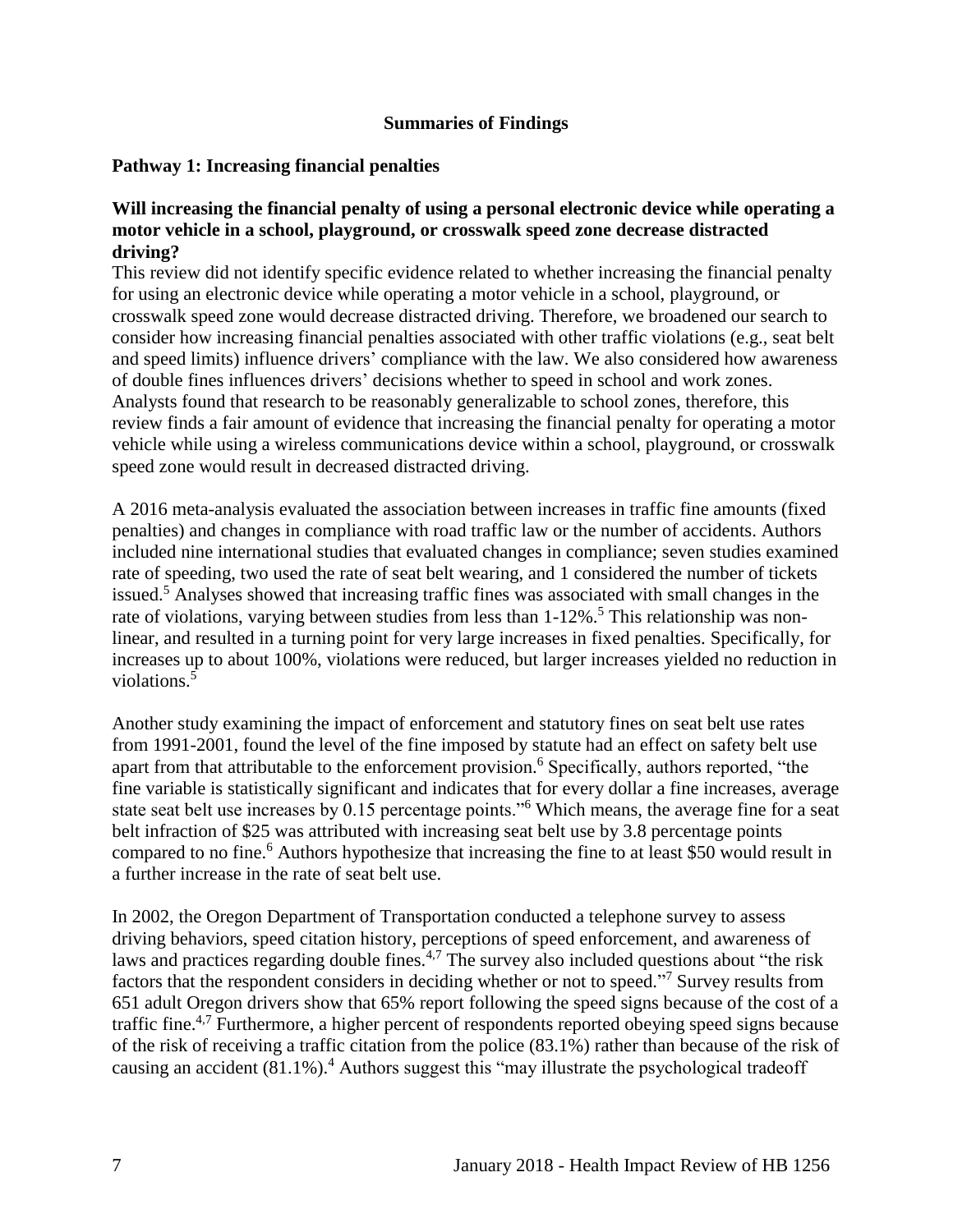## Summaries of Findings

### Pathway 1: Increasing financial penalties

**Will increasing the financial penalty of using a personal electronic device while operating a motor vehicle in a school, playground, or crosswalk speed zone decrease distracted driving?**

This review did not identify specific evidence related to whether increasing the financial penalty for using an electronic device while operating a motor vehicle in a school, playground, or crosswalk speed zone would decrease distracted driving. Therefore, we broadened our search to consider how increasing financial penalties associated with other traffic violations (e.g., seat belt and speed limits) influence drivers' compliance with the law. We also considered how awareness of double fines influences drivers' decisions whether to speed in school and work zones. Analysts found that research to be reasonably generalizable to school zones, therefore, this review finds a fair amount of evidence that increasing the financial penalty for operating a motor vehicle while using a wireless communications device within a school, playground, or crosswalk speed zone would result in decreased distracted driving.

A 2016 meta-analysis evaluated the association between increases in traffic fine amounts (fixed penalties) and changes in compliance with road traffic law or the number of accidents. Authors included nine international studies that evaluated changes in compliance; seven studies examined rate of speeding, two used the rate of seat belt wearing, and 1 considered the number of tickets issued.[5] Analyses showed that increasing traffic fines was associated with small changes in the rate of violations, varying between studies from less than 1-12%.[5] This relationship was non-linear, and resulted in a turning point for very large increases in fixed penalties. Specifically, for increases up to about 100%, violations were reduced, but larger increases yielded no reduction in violations.[5]

Another study examining the impact of enforcement and statutory fines on seat belt use rates from 1991-2001, found the level of the fine imposed by statute had an effect on safety belt use apart from that attributable to the enforcement provision.[6] Specifically, authors reported, "the fine variable is statistically significant and indicates that for every dollar a fine increases, average state seat belt use increases by 0.15 percentage points."[6] Which means, the average fine for a seat belt infraction of $25 was attributed with increasing seat belt use by 3.8 percentage points compared to no fine.[6] Authors hypothesize that increasing the fine to at least $50 would result in a further increase in the rate of seat belt use.

In 2002, the Oregon Department of Transportation conducted a telephone survey to assess driving behaviors, speed citation history, perceptions of speed enforcement, and awareness of laws and practices regarding double fines.[4,7] The survey also included questions about "the risk factors that the respondent considers in deciding whether or not to speed."[7] Survey results from 651 adult Oregon drivers show that 65% report following the speed signs because of the cost of a traffic fine.[4,7] Furthermore, a higher percent of respondents reported obeying speed signs because of the risk of receiving a traffic citation from the police (83.1%) rather than because of the risk of causing an accident (81.1%).[4] Authors suggest this "may illustrate the psychological tradeoff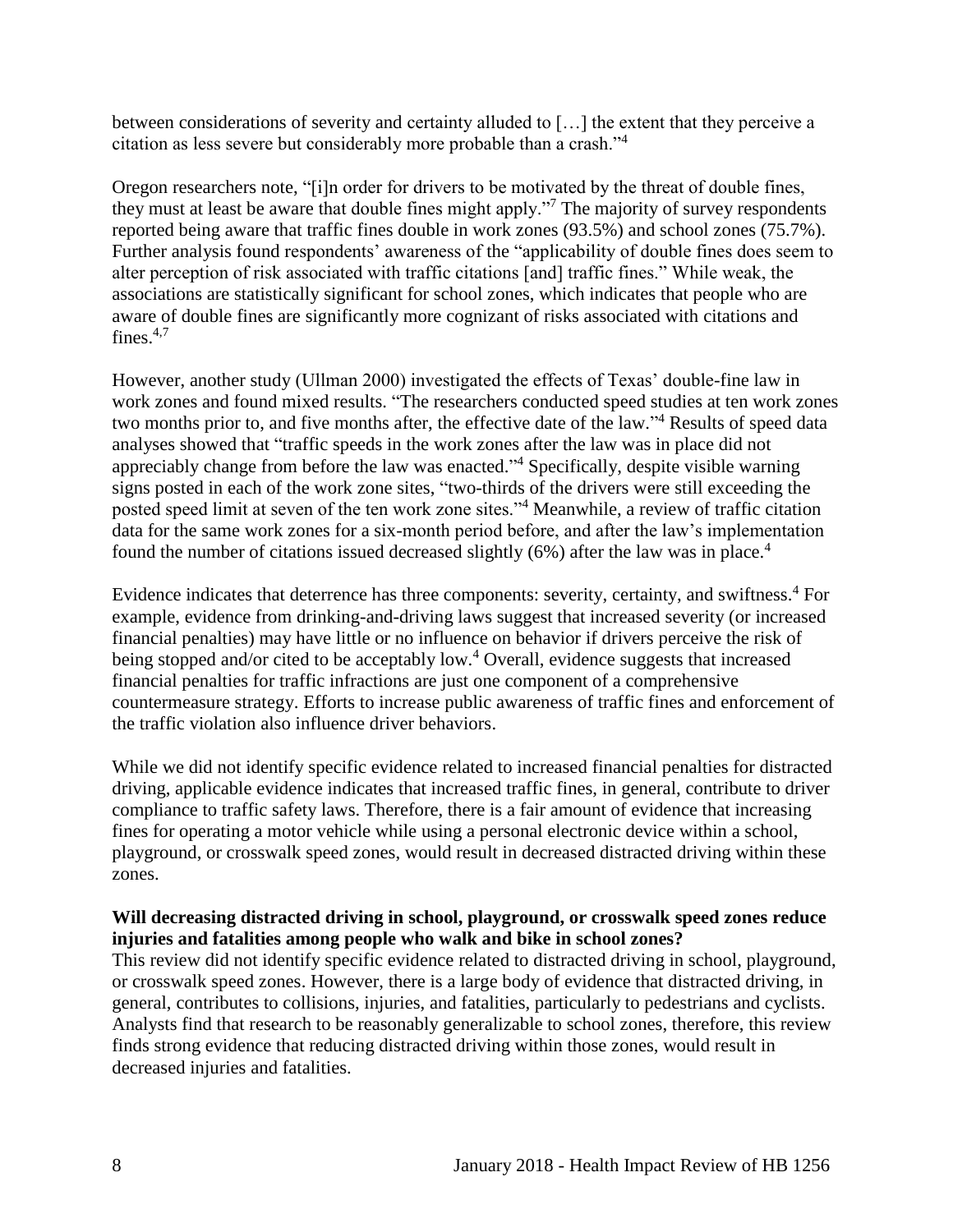between considerations of severity and certainty alluded to […] the extent that they perceive a citation as less severe but considerably more probable than a crash."[4]

Oregon researchers note, "[i]n order for drivers to be motivated by the threat of double fines, they must at least be aware that double fines might apply."[7] The majority of survey respondents reported being aware that traffic fines double in work zones (93.5%) and school zones (75.7%). Further analysis found respondents' awareness of the "applicability of double fines does seem to alter perception of risk associated with traffic citations [and] traffic fines." While weak, the associations are statistically significant for school zones, which indicates that people who are aware of double fines are significantly more cognizant of risks associated with citations and fines.[4,7]

However, another study (Ullman 2000) investigated the effects of Texas' double-fine law in work zones and found mixed results. "The researchers conducted speed studies at ten work zones two months prior to, and five months after, the effective date of the law."[4] Results of speed data analyses showed that "traffic speeds in the work zones after the law was in place did not appreciably change from before the law was enacted."[4] Specifically, despite visible warning signs posted in each of the work zone sites, "two-thirds of the drivers were still exceeding the posted speed limit at seven of the ten work zone sites."[4] Meanwhile, a review of traffic citation data for the same work zones for a six-month period before, and after the law's implementation found the number of citations issued decreased slightly (6%) after the law was in place.[4]

Evidence indicates that deterrence has three components: severity, certainty, and swiftness.[4] For example, evidence from drinking-and-driving laws suggest that increased severity (or increased financial penalties) may have little or no influence on behavior if drivers perceive the risk of being stopped and/or cited to be acceptably low.[4] Overall, evidence suggests that increased financial penalties for traffic infractions are just one component of a comprehensive countermeasure strategy. Efforts to increase public awareness of traffic fines and enforcement of the traffic violation also influence driver behaviors.

While we did not identify specific evidence related to increased financial penalties for distracted driving, applicable evidence indicates that increased traffic fines, in general, contribute to driver compliance to traffic safety laws. Therefore, there is a fair amount of evidence that increasing fines for operating a motor vehicle while using a personal electronic device within a school, playground, or crosswalk speed zones, would result in decreased distracted driving within these zones.

**Will decreasing distracted driving in school, playground, or crosswalk speed zones reduce injuries and fatalities among people who walk and bike in school zones?**

This review did not identify specific evidence related to distracted driving in school, playground, or crosswalk speed zones. However, there is a large body of evidence that distracted driving, in general, contributes to collisions, injuries, and fatalities, particularly to pedestrians and cyclists. Analysts find that research to be reasonably generalizable to school zones, therefore, this review finds strong evidence that reducing distracted driving within those zones, would result in decreased injuries and fatalities.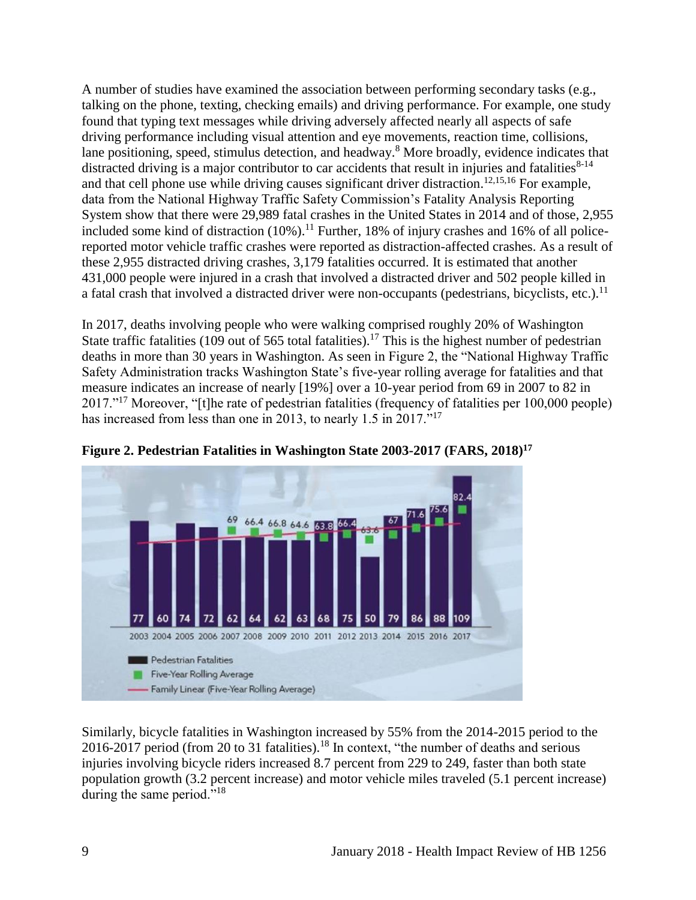A number of studies have examined the association between performing secondary tasks (e.g., talking on the phone, texting, checking emails) and driving performance. For example, one study found that typing text messages while driving adversely affected nearly all aspects of safe driving performance including visual attention and eye movements, reaction time, collisions, lane positioning, speed, stimulus detection, and headway.[8] More broadly, evidence indicates that distracted driving is a major contributor to car accidents that result in injuries and fatalities[8-14] and that cell phone use while driving causes significant driver distraction.[12,15,16] For example, data from the National Highway Traffic Safety Commission's Fatality Analysis Reporting System show that there were 29,989 fatal crashes in the United States in 2014 and of those, 2,955 included some kind of distraction (10%).[11] Further, 18% of injury crashes and 16% of all police-reported motor vehicle traffic crashes were reported as distraction-affected crashes. As a result of these 2,955 distracted driving crashes, 3,179 fatalities occurred. It is estimated that another 431,000 people were injured in a crash that involved a distracted driver and 502 people killed in a fatal crash that involved a distracted driver were non-occupants (pedestrians, bicyclists, etc.).[11]

In 2017, deaths involving people who were walking comprised roughly 20% of Washington State traffic fatalities (109 out of 565 total fatalities).[17] This is the highest number of pedestrian deaths in more than 30 years in Washington. As seen in Figure 2, the "National Highway Traffic Safety Administration tracks Washington State's five-year rolling average for fatalities and that measure indicates an increase of nearly [19%] over a 10-year period from 69 in 2007 to 82 in 2017."[17] Moreover, "[t]he rate of pedestrian fatalities (frequency of fatalities per 100,000 people) has increased from less than one in 2013, to nearly 1.5 in 2017."[17]

**Figure 2. Pedestrian Fatalities in Washington State 2003-2017 (FARS, 2018)[17]**

| Year | 2003 | 2004 | 2005 | 2006 | 2007 | 2008 | 2009 | 2010 | 2011 | 2012 | 2013 | 2014 | 2015 | 2016 | 2017 |
|---|---|---|---|---|---|---|---|---|---|---|---|---|---|---|---|
| Pedestrian Fatalities | 77 | 60 | 74 | 72 | 62 | 64 | 62 | 63 | 68 | 75 | 50 | 79 | 86 | 88 | 109 |
| Five-Year Rolling Average | | | | | 69 | 66.4 | 66.8 | 64.6 | 63.8 | 66.4 | 63.6 | 67 | 71.6 | 75.6 | 82.4 |

Pedestrian Fatalities
Five-Year Rolling Average
Family Linear (Five-Year Rolling Average)

Similarly, bicycle fatalities in Washington increased by 55% from the 2014-2015 period to the 2016-2017 period (from 20 to 31 fatalities).[18] In context, "the number of deaths and serious injuries involving bicycle riders increased 8.7 percent from 229 to 249, faster than both state population growth (3.2 percent increase) and motor vehicle miles traveled (5.1 percent increase) during the same period."[18]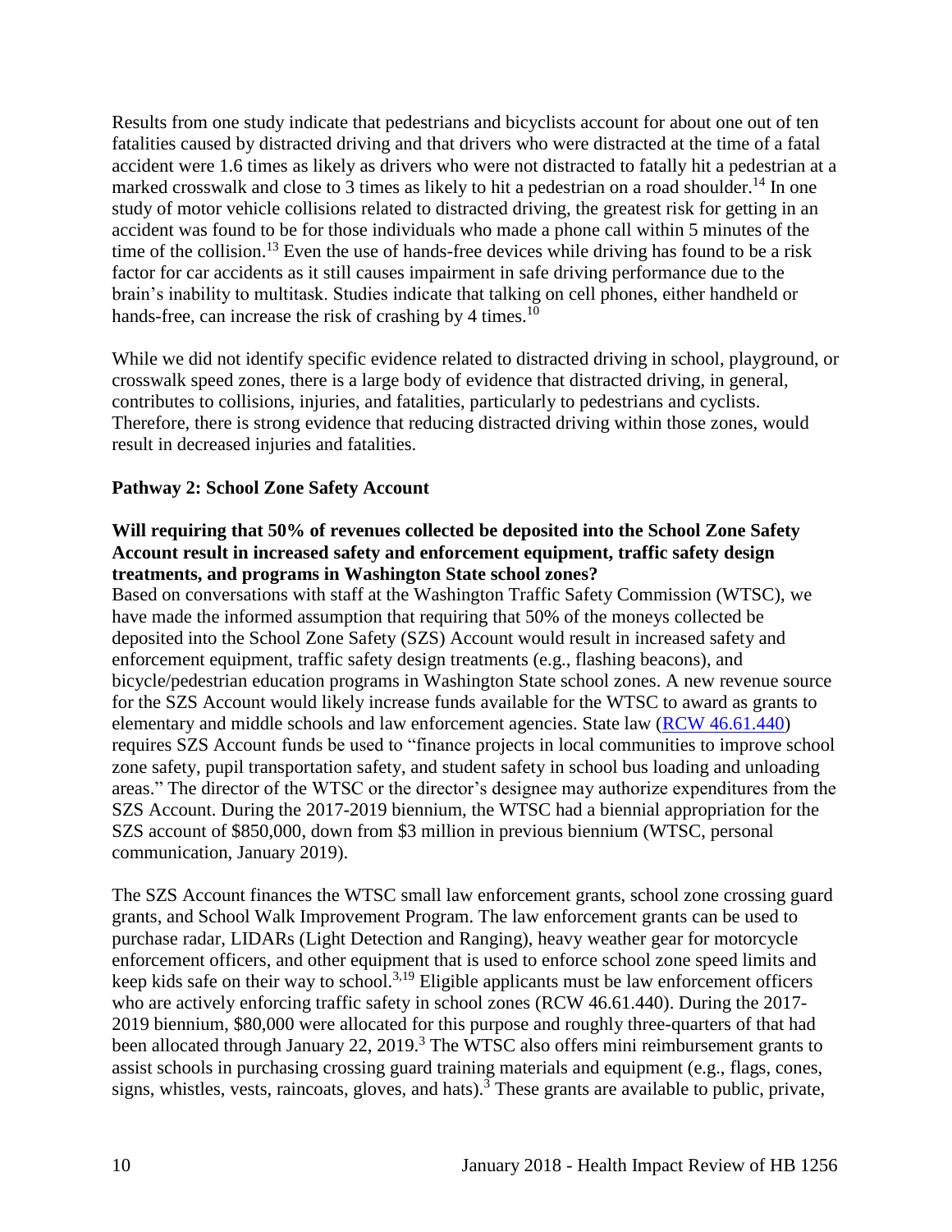Results from one study indicate that pedestrians and bicyclists account for about one out of ten fatalities caused by distracted driving and that drivers who were distracted at the time of a fatal accident were 1.6 times as likely as drivers who were not distracted to fatally hit a pedestrian at a marked crosswalk and close to 3 times as likely to hit a pedestrian on a road shoulder.[14] In one study of motor vehicle collisions related to distracted driving, the greatest risk for getting in an accident was found to be for those individuals who made a phone call within 5 minutes of the time of the collision.[13] Even the use of hands-free devices while driving has found to be a risk factor for car accidents as it still causes impairment in safe driving performance due to the brain's inability to multitask. Studies indicate that talking on cell phones, either handheld or hands-free, can increase the risk of crashing by 4 times.[10]

While we did not identify specific evidence related to distracted driving in school, playground, or crosswalk speed zones, there is a large body of evidence that distracted driving, in general, contributes to collisions, injuries, and fatalities, particularly to pedestrians and cyclists. Therefore, there is strong evidence that reducing distracted driving within those zones, would result in decreased injuries and fatalities.

**Pathway 2: School Zone Safety Account**

**Will requiring that 50% of revenues collected be deposited into the School Zone Safety Account result in increased safety and enforcement equipment, traffic safety design treatments, and programs in Washington State school zones?**

Based on conversations with staff at the Washington Traffic Safety Commission (WTSC), we have made the informed assumption that requiring that 50% of the moneys collected be deposited into the School Zone Safety (SZS) Account would result in increased safety and enforcement equipment, traffic safety design treatments (e.g., flashing beacons), and bicycle/pedestrian education programs in Washington State school zones. A new revenue source for the SZS Account would likely increase funds available for the WTSC to award as grants to elementary and middle schools and law enforcement agencies. State law (RCW 46.61.440) requires SZS Account funds be used to "finance projects in local communities to improve school zone safety, pupil transportation safety, and student safety in school bus loading and unloading areas." The director of the WTSC or the director's designee may authorize expenditures from the SZS Account. During the 2017-2019 biennium, the WTSC had a biennial appropriation for the SZS account of $850,000, down from $3 million in previous biennium (WTSC, personal communication, January 2019).

The SZS Account finances the WTSC small law enforcement grants, school zone crossing guard grants, and School Walk Improvement Program. The law enforcement grants can be used to purchase radar, LIDARs (Light Detection and Ranging), heavy weather gear for motorcycle enforcement officers, and other equipment that is used to enforce school zone speed limits and keep kids safe on their way to school.[3,19] Eligible applicants must be law enforcement officers who are actively enforcing traffic safety in school zones (RCW 46.61.440). During the 2017-2019 biennium, $80,000 were allocated for this purpose and roughly three-quarters of that had been allocated through January 22, 2019.[3] The WTSC also offers mini reimbursement grants to assist schools in purchasing crossing guard training materials and equipment (e.g., flags, cones, signs, whistles, vests, raincoats, gloves, and hats).[3] These grants are available to public, private,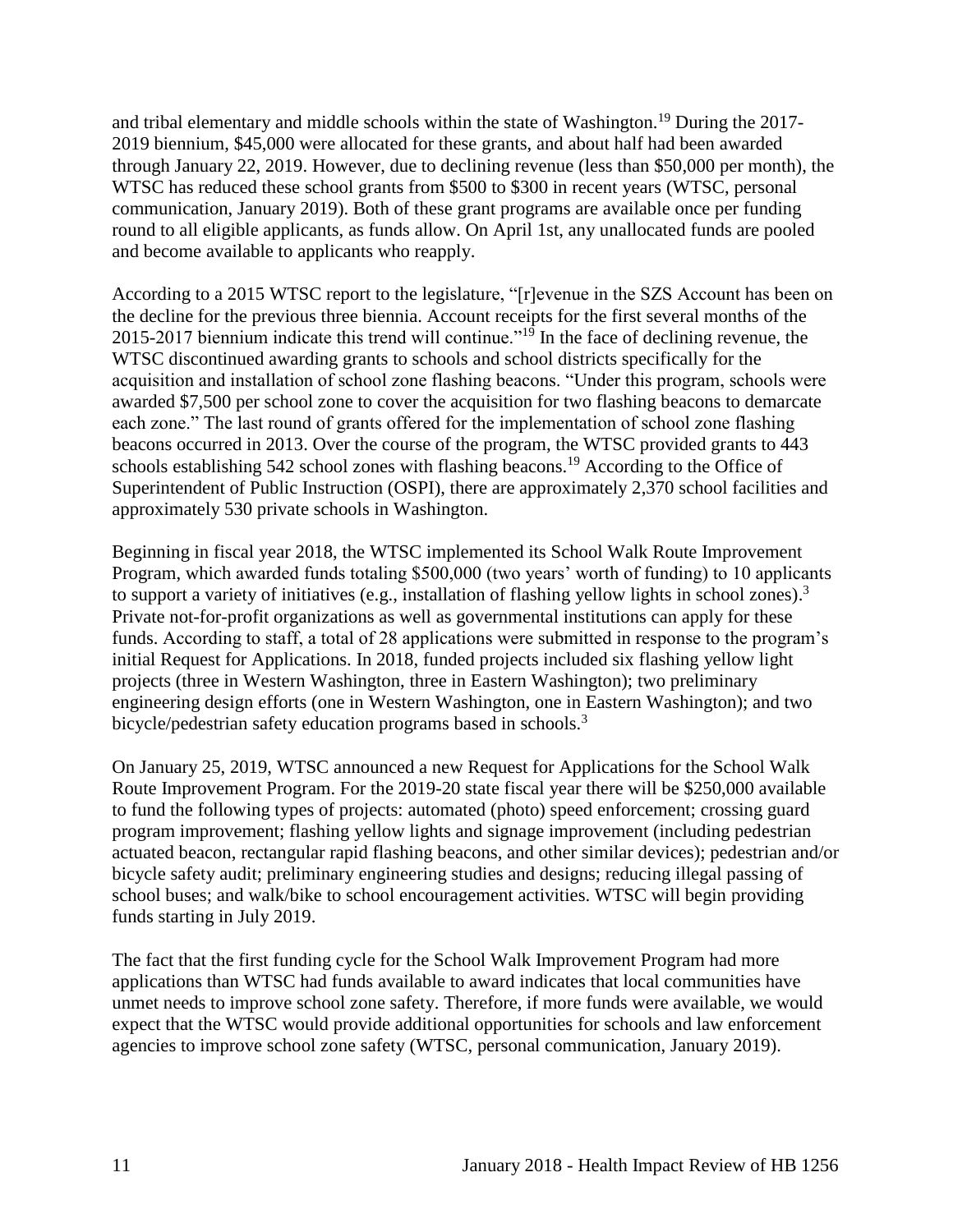and tribal elementary and middle schools within the state of Washington.[19] During the 2017-2019 biennium, $45,000 were allocated for these grants, and about half had been awarded through January 22, 2019. However, due to declining revenue (less than $50,000 per month), the WTSC has reduced these school grants from $500 to $300 in recent years (WTSC, personal communication, January 2019). Both of these grant programs are available once per funding round to all eligible applicants, as funds allow. On April 1st, any unallocated funds are pooled and become available to applicants who reapply.

According to a 2015 WTSC report to the legislature, "[r]evenue in the SZS Account has been on the decline for the previous three biennia. Account receipts for the first several months of the 2015-2017 biennium indicate this trend will continue."[19] In the face of declining revenue, the WTSC discontinued awarding grants to schools and school districts specifically for the acquisition and installation of school zone flashing beacons. "Under this program, schools were awarded $7,500 per school zone to cover the acquisition for two flashing beacons to demarcate each zone." The last round of grants offered for the implementation of school zone flashing beacons occurred in 2013. Over the course of the program, the WTSC provided grants to 443 schools establishing 542 school zones with flashing beacons.[19] According to the Office of Superintendent of Public Instruction (OSPI), there are approximately 2,370 school facilities and approximately 530 private schools in Washington.

Beginning in fiscal year 2018, the WTSC implemented its School Walk Route Improvement Program, which awarded funds totaling $500,000 (two years' worth of funding) to 10 applicants to support a variety of initiatives (e.g., installation of flashing yellow lights in school zones).[3] Private not-for-profit organizations as well as governmental institutions can apply for these funds. According to staff, a total of 28 applications were submitted in response to the program's initial Request for Applications. In 2018, funded projects included six flashing yellow light projects (three in Western Washington, three in Eastern Washington); two preliminary engineering design efforts (one in Western Washington, one in Eastern Washington); and two bicycle/pedestrian safety education programs based in schools.[3]

On January 25, 2019, WTSC announced a new Request for Applications for the School Walk Route Improvement Program. For the 2019-20 state fiscal year there will be $250,000 available to fund the following types of projects: automated (photo) speed enforcement; crossing guard program improvement; flashing yellow lights and signage improvement (including pedestrian actuated beacon, rectangular rapid flashing beacons, and other similar devices); pedestrian and/or bicycle safety audit; preliminary engineering studies and designs; reducing illegal passing of school buses; and walk/bike to school encouragement activities. WTSC will begin providing funds starting in July 2019.

The fact that the first funding cycle for the School Walk Improvement Program had more applications than WTSC had funds available to award indicates that local communities have unmet needs to improve school zone safety. Therefore, if more funds were available, we would expect that the WTSC would provide additional opportunities for schools and law enforcement agencies to improve school zone safety (WTSC, personal communication, January 2019).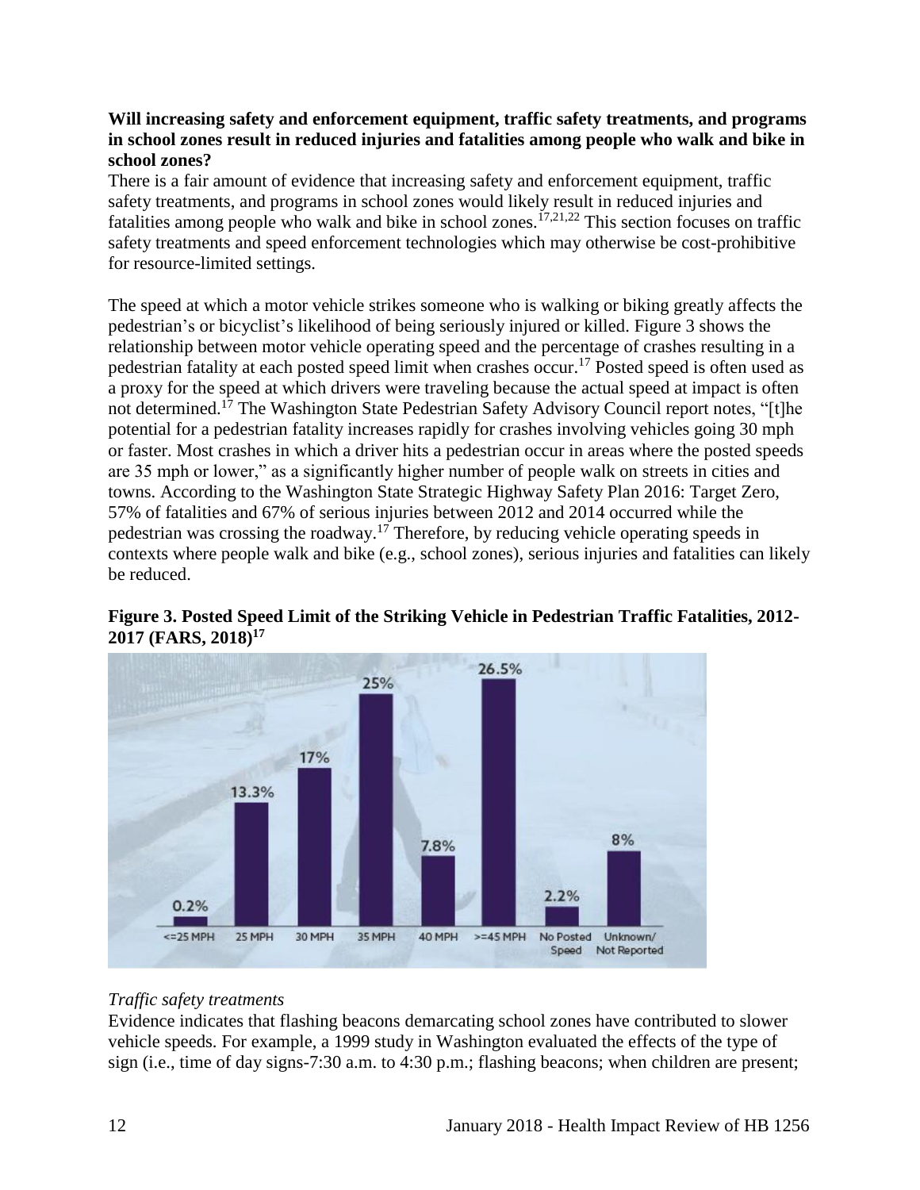**Will increasing safety and enforcement equipment, traffic safety treatments, and programs in school zones result in reduced injuries and fatalities among people who walk and bike in school zones?**

There is a fair amount of evidence that increasing safety and enforcement equipment, traffic safety treatments, and programs in school zones would likely result in reduced injuries and fatalities among people who walk and bike in school zones.[17,21,22] This section focuses on traffic safety treatments and speed enforcement technologies which may otherwise be cost-prohibitive for resource-limited settings.

The speed at which a motor vehicle strikes someone who is walking or biking greatly affects the pedestrian's or bicyclist's likelihood of being seriously injured or killed. Figure 3 shows the relationship between motor vehicle operating speed and the percentage of crashes resulting in a pedestrian fatality at each posted speed limit when crashes occur.[17] Posted speed is often used as a proxy for the speed at which drivers were traveling because the actual speed at impact is often not determined.[17] The Washington State Pedestrian Safety Advisory Council report notes, "[t]he potential for a pedestrian fatality increases rapidly for crashes involving vehicles going 30 mph or faster. Most crashes in which a driver hits a pedestrian occur in areas where the posted speeds are 35 mph or lower," as a significantly higher number of people walk on streets in cities and towns. According to the Washington State Strategic Highway Safety Plan 2016: Target Zero, 57% of fatalities and 67% of serious injuries between 2012 and 2014 occurred while the pedestrian was crossing the roadway.[17] Therefore, by reducing vehicle operating speeds in contexts where people walk and bike (e.g., school zones), serious injuries and fatalities can likely be reduced.

**Figure 3. Posted Speed Limit of the Striking Vehicle in Pedestrian Traffic Fatalities, 2012-2017 (FARS, 2018)[17]**

| Posted Speed Limit | Percentage |
|---|---|
| <=25 MPH | 0.2% |
| 25 MPH | 13.3% |
| 30 MPH | 17% |
| 35 MPH | 25% |
| 40 MPH | 7.8% |
| >=45 MPH | 26.5% |
| No Posted Speed | 2.2% |
| Unknown/ Not Reported | 8% |

*Traffic safety treatments*

Evidence indicates that flashing beacons demarcating school zones have contributed to slower vehicle speeds. For example, a 1999 study in Washington evaluated the effects of the type of sign (i.e., time of day signs-7:30 a.m. to 4:30 p.m.; flashing beacons; when children are present;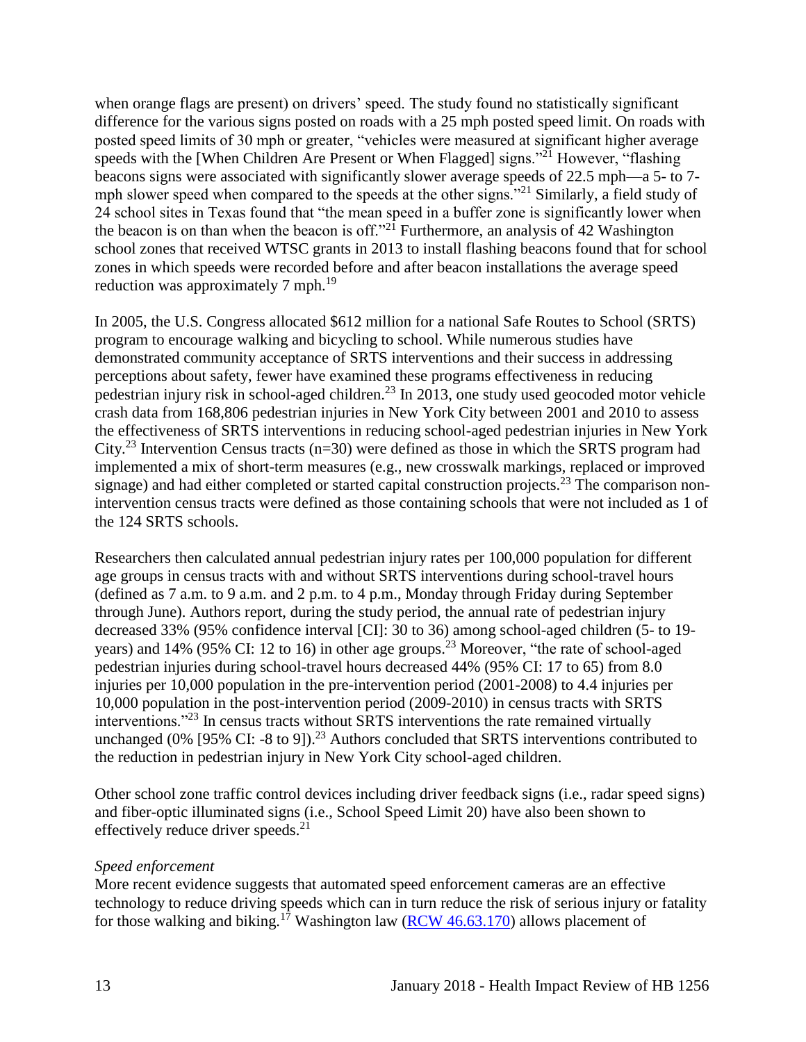when orange flags are present) on drivers' speed. The study found no statistically significant difference for the various signs posted on roads with a 25 mph posted speed limit. On roads with posted speed limits of 30 mph or greater, "vehicles were measured at significant higher average speeds with the [When Children Are Present or When Flagged] signs."[21] However, "flashing beacons signs were associated with significantly slower average speeds of 22.5 mph—a 5- to 7-mph slower speed when compared to the speeds at the other signs."[21] Similarly, a field study of 24 school sites in Texas found that "the mean speed in a buffer zone is significantly lower when the beacon is on than when the beacon is off."[21] Furthermore, an analysis of 42 Washington school zones that received WTSC grants in 2013 to install flashing beacons found that for school zones in which speeds were recorded before and after beacon installations the average speed reduction was approximately 7 mph.[19]

In 2005, the U.S. Congress allocated $612 million for a national Safe Routes to School (SRTS) program to encourage walking and bicycling to school. While numerous studies have demonstrated community acceptance of SRTS interventions and their success in addressing perceptions about safety, fewer have examined these programs effectiveness in reducing pedestrian injury risk in school-aged children.[23] In 2013, one study used geocoded motor vehicle crash data from 168,806 pedestrian injuries in New York City between 2001 and 2010 to assess the effectiveness of SRTS interventions in reducing school-aged pedestrian injuries in New York City.[23] Intervention Census tracts (n=30) were defined as those in which the SRTS program had implemented a mix of short-term measures (e.g., new crosswalk markings, replaced or improved signage) and had either completed or started capital construction projects.[23] The comparison non-intervention census tracts were defined as those containing schools that were not included as 1 of the 124 SRTS schools.

Researchers then calculated annual pedestrian injury rates per 100,000 population for different age groups in census tracts with and without SRTS interventions during school-travel hours (defined as 7 a.m. to 9 a.m. and 2 p.m. to 4 p.m., Monday through Friday during September through June). Authors report, during the study period, the annual rate of pedestrian injury decreased 33% (95% confidence interval [CI]: 30 to 36) among school-aged children (5- to 19-years) and 14% (95% CI: 12 to 16) in other age groups.[23] Moreover, "the rate of school-aged pedestrian injuries during school-travel hours decreased 44% (95% CI: 17 to 65) from 8.0 injuries per 10,000 population in the pre-intervention period (2001-2008) to 4.4 injuries per 10,000 population in the post-intervention period (2009-2010) in census tracts with SRTS interventions."[23] In census tracts without SRTS interventions the rate remained virtually unchanged (0% [95% CI: -8 to 9]).[23] Authors concluded that SRTS interventions contributed to the reduction in pedestrian injury in New York City school-aged children.

Other school zone traffic control devices including driver feedback signs (i.e., radar speed signs) and fiber-optic illuminated signs (i.e., School Speed Limit 20) have also been shown to effectively reduce driver speeds.[21]

*Speed enforcement*

More recent evidence suggests that automated speed enforcement cameras are an effective technology to reduce driving speeds which can in turn reduce the risk of serious injury or fatality for those walking and biking.[17] Washington law (RCW 46.63.170) allows placement of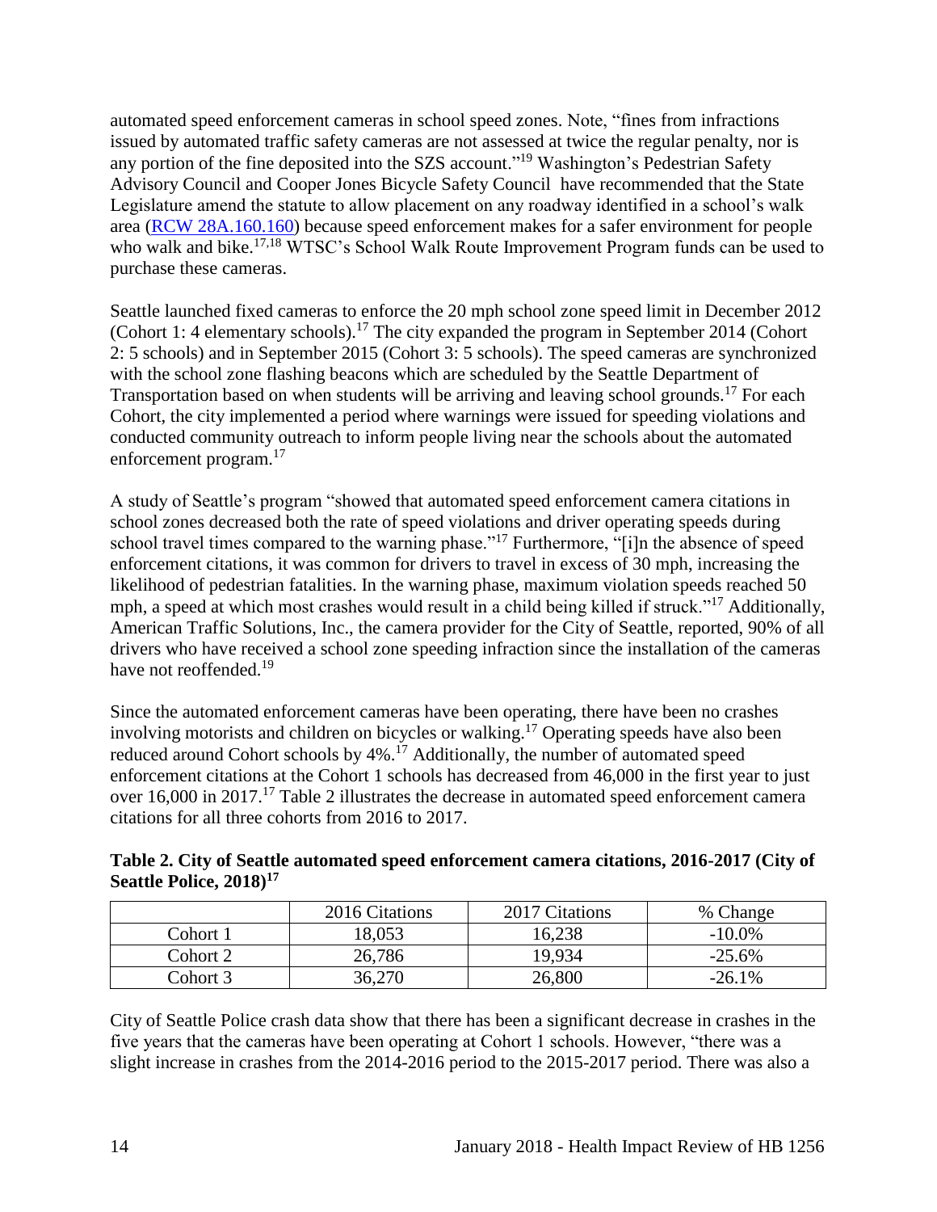automated speed enforcement cameras in school speed zones. Note, "fines from infractions issued by automated traffic safety cameras are not assessed at twice the regular penalty, nor is any portion of the fine deposited into the SZS account."[19] Washington's Pedestrian Safety Advisory Council and Cooper Jones Bicycle Safety Council have recommended that the State Legislature amend the statute to allow placement on any roadway identified in a school's walk area (RCW 28A.160.160) because speed enforcement makes for a safer environment for people who walk and bike.[17,18] WTSC's School Walk Route Improvement Program funds can be used to purchase these cameras.

Seattle launched fixed cameras to enforce the 20 mph school zone speed limit in December 2012 (Cohort 1: 4 elementary schools).[17] The city expanded the program in September 2014 (Cohort 2: 5 schools) and in September 2015 (Cohort 3: 5 schools). The speed cameras are synchronized with the school zone flashing beacons which are scheduled by the Seattle Department of Transportation based on when students will be arriving and leaving school grounds.[17] For each Cohort, the city implemented a period where warnings were issued for speeding violations and conducted community outreach to inform people living near the schools about the automated enforcement program.[17]

A study of Seattle's program "showed that automated speed enforcement camera citations in school zones decreased both the rate of speed violations and driver operating speeds during school travel times compared to the warning phase."[17] Furthermore, "[i]n the absence of speed enforcement citations, it was common for drivers to travel in excess of 30 mph, increasing the likelihood of pedestrian fatalities. In the warning phase, maximum violation speeds reached 50 mph, a speed at which most crashes would result in a child being killed if struck."[17] Additionally, American Traffic Solutions, Inc., the camera provider for the City of Seattle, reported, 90% of all drivers who have received a school zone speeding infraction since the installation of the cameras have not reoffended.[19]

Since the automated enforcement cameras have been operating, there have been no crashes involving motorists and children on bicycles or walking.[17] Operating speeds have also been reduced around Cohort schools by 4%.[17] Additionally, the number of automated speed enforcement citations at the Cohort 1 schools has decreased from 46,000 in the first year to just over 16,000 in 2017.[17] Table 2 illustrates the decrease in automated speed enforcement camera citations for all three cohorts from 2016 to 2017.

**Table 2. City of Seattle automated speed enforcement camera citations, 2016-2017 (City of Seattle Police, 2018)[17]**

| | 2016 Citations | 2017 Citations | % Change |
|---|---|---|---|
| Cohort 1 | 18,053 | 16,238 | -10.0% |
| Cohort 2 | 26,786 | 19,934 | -25.6% |
| Cohort 3 | 36,270 | 26,800 | -26.1% |

City of Seattle Police crash data show that there has been a significant decrease in crashes in the five years that the cameras have been operating at Cohort 1 schools. However, "there was a slight increase in crashes from the 2014-2016 period to the 2015-2017 period. There was also a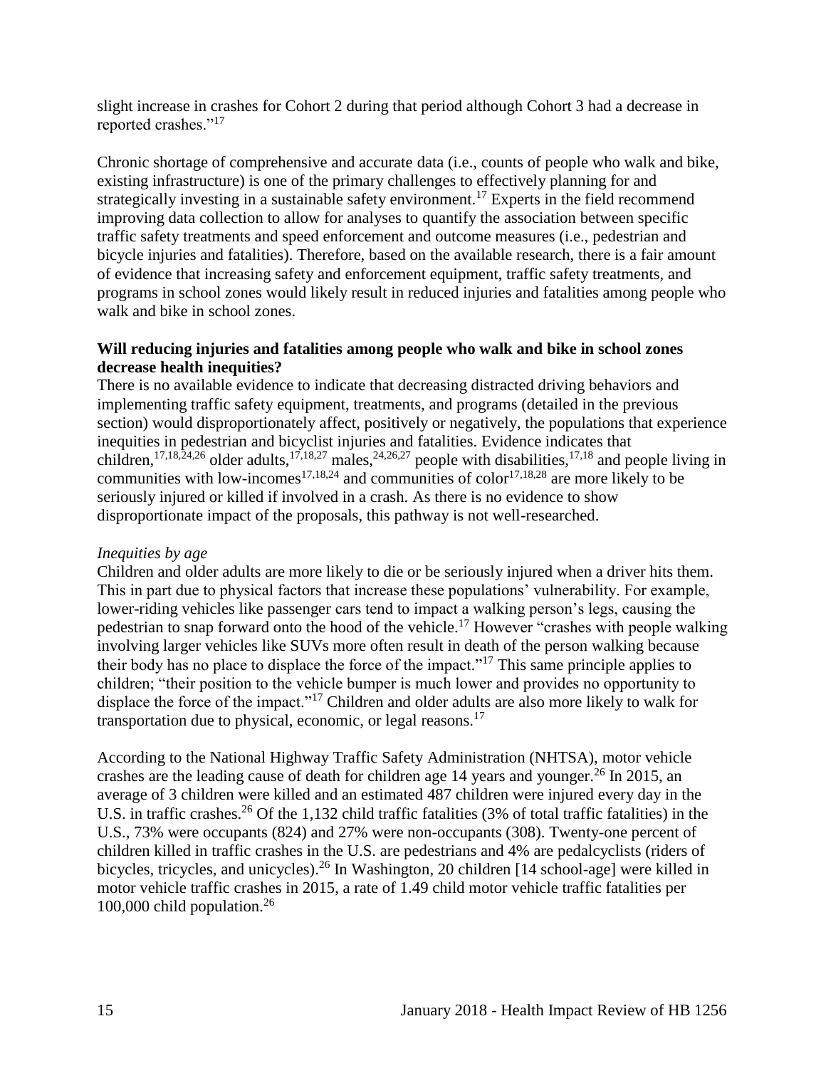slight increase in crashes for Cohort 2 during that period although Cohort 3 had a decrease in reported crashes."[17]

Chronic shortage of comprehensive and accurate data (i.e., counts of people who walk and bike, existing infrastructure) is one of the primary challenges to effectively planning for and strategically investing in a sustainable safety environment.[17] Experts in the field recommend improving data collection to allow for analyses to quantify the association between specific traffic safety treatments and speed enforcement and outcome measures (i.e., pedestrian and bicycle injuries and fatalities). Therefore, based on the available research, there is a fair amount of evidence that increasing safety and enforcement equipment, traffic safety treatments, and programs in school zones would likely result in reduced injuries and fatalities among people who walk and bike in school zones.

**Will reducing injuries and fatalities among people who walk and bike in school zones decrease health inequities?**

There is no available evidence to indicate that decreasing distracted driving behaviors and implementing traffic safety equipment, treatments, and programs (detailed in the previous section) would disproportionately affect, positively or negatively, the populations that experience inequities in pedestrian and bicyclist injuries and fatalities. Evidence indicates that children,[17,18,24,26] older adults,[17,18,27] males,[24,26,27] people with disabilities,[17,18] and people living in communities with low-incomes[17,18,24] and communities of color[17,18,28] are more likely to be seriously injured or killed if involved in a crash. As there is no evidence to show disproportionate impact of the proposals, this pathway is not well-researched.

*Inequities by age*

Children and older adults are more likely to die or be seriously injured when a driver hits them. This in part due to physical factors that increase these populations' vulnerability. For example, lower-riding vehicles like passenger cars tend to impact a walking person's legs, causing the pedestrian to snap forward onto the hood of the vehicle.[17] However "crashes with people walking involving larger vehicles like SUVs more often result in death of the person walking because their body has no place to displace the force of the impact."[17] This same principle applies to children; "their position to the vehicle bumper is much lower and provides no opportunity to displace the force of the impact."[17] Children and older adults are also more likely to walk for transportation due to physical, economic, or legal reasons.[17]

According to the National Highway Traffic Safety Administration (NHTSA), motor vehicle crashes are the leading cause of death for children age 14 years and younger.[26] In 2015, an average of 3 children were killed and an estimated 487 children were injured every day in the U.S. in traffic crashes.[26] Of the 1,132 child traffic fatalities (3% of total traffic fatalities) in the U.S., 73% were occupants (824) and 27% were non-occupants (308). Twenty-one percent of children killed in traffic crashes in the U.S. are pedestrians and 4% are pedalcyclists (riders of bicycles, tricycles, and unicycles).[26] In Washington, 20 children [14 school-age] were killed in motor vehicle traffic crashes in 2015, a rate of 1.49 child motor vehicle traffic fatalities per 100,000 child population.[26]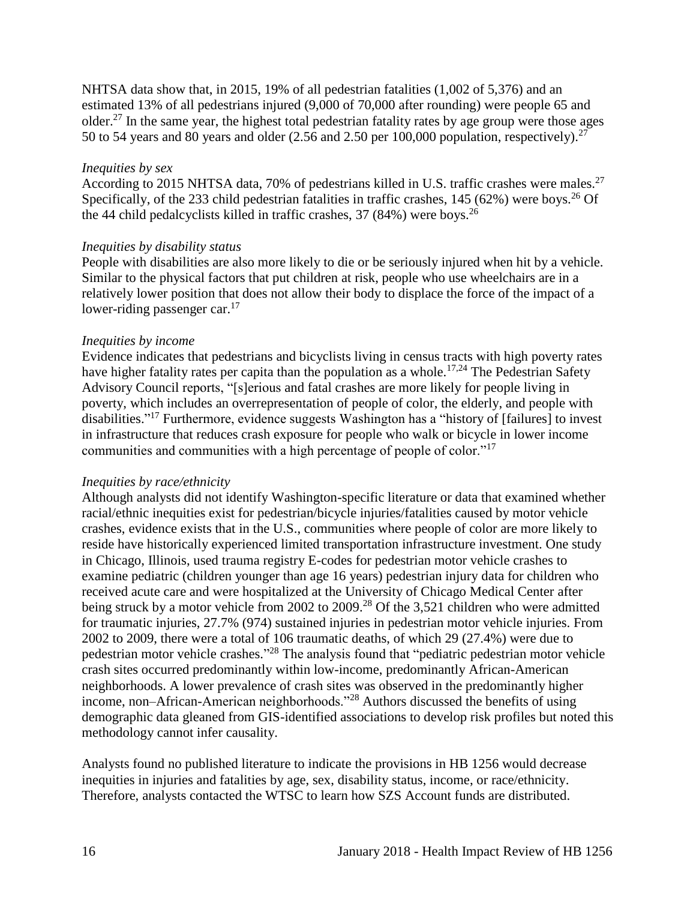NHTSA data show that, in 2015, 19% of all pedestrian fatalities (1,002 of 5,376) and an estimated 13% of all pedestrians injured (9,000 of 70,000 after rounding) were people 65 and older.[27] In the same year, the highest total pedestrian fatality rates by age group were those ages 50 to 54 years and 80 years and older (2.56 and 2.50 per 100,000 population, respectively).[27]

*Inequities by sex*

According to 2015 NHTSA data, 70% of pedestrians killed in U.S. traffic crashes were males.[27] Specifically, of the 233 child pedestrian fatalities in traffic crashes, 145 (62%) were boys.[26] Of the 44 child pedalcyclists killed in traffic crashes, 37 (84%) were boys.[26]

*Inequities by disability status*

People with disabilities are also more likely to die or be seriously injured when hit by a vehicle. Similar to the physical factors that put children at risk, people who use wheelchairs are in a relatively lower position that does not allow their body to displace the force of the impact of a lower-riding passenger car.[17]

*Inequities by income*

Evidence indicates that pedestrians and bicyclists living in census tracts with high poverty rates have higher fatality rates per capita than the population as a whole.[17,24] The Pedestrian Safety Advisory Council reports, "[s]erious and fatal crashes are more likely for people living in poverty, which includes an overrepresentation of people of color, the elderly, and people with disabilities."[17] Furthermore, evidence suggests Washington has a "history of [failures] to invest in infrastructure that reduces crash exposure for people who walk or bicycle in lower income communities and communities with a high percentage of people of color."[17]

*Inequities by race/ethnicity*

Although analysts did not identify Washington-specific literature or data that examined whether racial/ethnic inequities exist for pedestrian/bicycle injuries/fatalities caused by motor vehicle crashes, evidence exists that in the U.S., communities where people of color are more likely to reside have historically experienced limited transportation infrastructure investment. One study in Chicago, Illinois, used trauma registry E-codes for pedestrian motor vehicle crashes to examine pediatric (children younger than age 16 years) pedestrian injury data for children who received acute care and were hospitalized at the University of Chicago Medical Center after being struck by a motor vehicle from 2002 to 2009.[28] Of the 3,521 children who were admitted for traumatic injuries, 27.7% (974) sustained injuries in pedestrian motor vehicle injuries. From 2002 to 2009, there were a total of 106 traumatic deaths, of which 29 (27.4%) were due to pedestrian motor vehicle crashes."[28] The analysis found that "pediatric pedestrian motor vehicle crash sites occurred predominantly within low-income, predominantly African-American neighborhoods. A lower prevalence of crash sites was observed in the predominantly higher income, non–African-American neighborhoods."[28] Authors discussed the benefits of using demographic data gleaned from GIS-identified associations to develop risk profiles but noted this methodology cannot infer causality.

Analysts found no published literature to indicate the provisions in HB 1256 would decrease inequities in injuries and fatalities by age, sex, disability status, income, or race/ethnicity. Therefore, analysts contacted the WTSC to learn how SZS Account funds are distributed.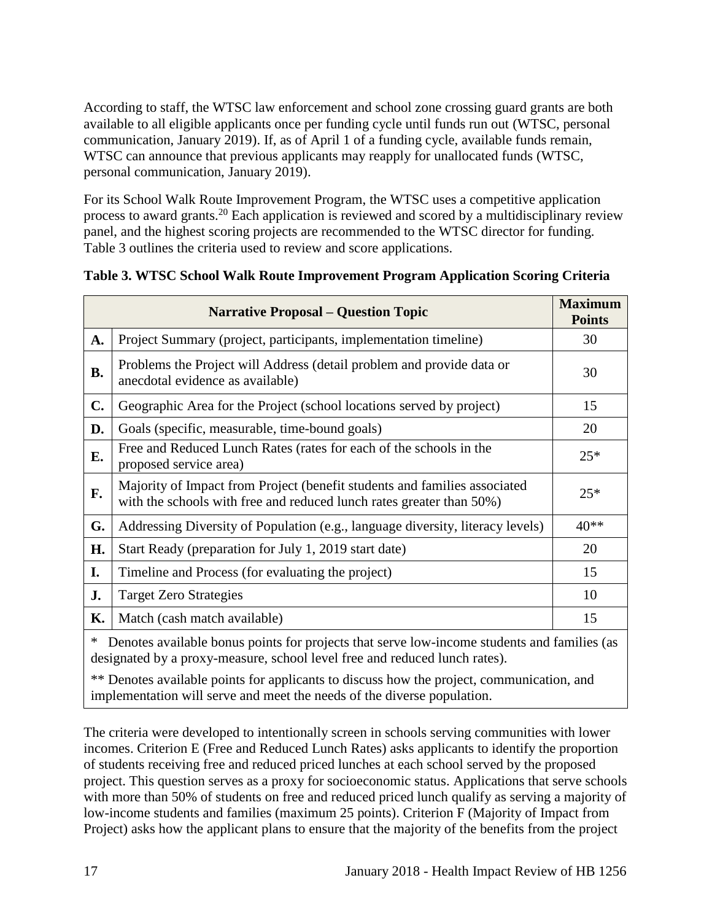According to staff, the WTSC law enforcement and school zone crossing guard grants are both available to all eligible applicants once per funding cycle until funds run out (WTSC, personal communication, January 2019). If, as of April 1 of a funding cycle, available funds remain, WTSC can announce that previous applicants may reapply for unallocated funds (WTSC, personal communication, January 2019).

For its School Walk Route Improvement Program, the WTSC uses a competitive application process to award grants.[20] Each application is reviewed and scored by a multidisciplinary review panel, and the highest scoring projects are recommended to the WTSC director for funding. Table 3 outlines the criteria used to review and score applications.

**Table 3. WTSC School Walk Route Improvement Program Application Scoring Criteria**

| | Narrative Proposal – Question Topic | Maximum Points |
|---|---|---|
| **A.** | Project Summary (project, participants, implementation timeline) | 30 |
| **B.** | Problems the Project will Address (detail problem and provide data or anecdotal evidence as available) | 30 |
| **C.** | Geographic Area for the Project (school locations served by project) | 15 |
| **D.** | Goals (specific, measurable, time-bound goals) | 20 |
| **E.** | Free and Reduced Lunch Rates (rates for each of the schools in the proposed service area) | 25* |
| **F.** | Majority of Impact from Project (benefit students and families associated with the schools with free and reduced lunch rates greater than 50%) | 25* |
| **G.** | Addressing Diversity of Population (e.g., language diversity, literacy levels) | 40** |
| **H.** | Start Ready (preparation for July 1, 2019 start date) | 20 |
| **I.** | Timeline and Process (for evaluating the project) | 15 |
| **J.** | Target Zero Strategies | 10 |
| **K.** | Match (cash match available) | 15 |

\* Denotes available bonus points for projects that serve low-income students and families (as designated by a proxy-measure, school level free and reduced lunch rates).

** Denotes available points for applicants to discuss how the project, communication, and implementation will serve and meet the needs of the diverse population.

The criteria were developed to intentionally screen in schools serving communities with lower incomes. Criterion E (Free and Reduced Lunch Rates) asks applicants to identify the proportion of students receiving free and reduced priced lunches at each school served by the proposed project. This question serves as a proxy for socioeconomic status. Applications that serve schools with more than 50% of students on free and reduced priced lunch qualify as serving a majority of low-income students and families (maximum 25 points). Criterion F (Majority of Impact from Project) asks how the applicant plans to ensure that the majority of the benefits from the project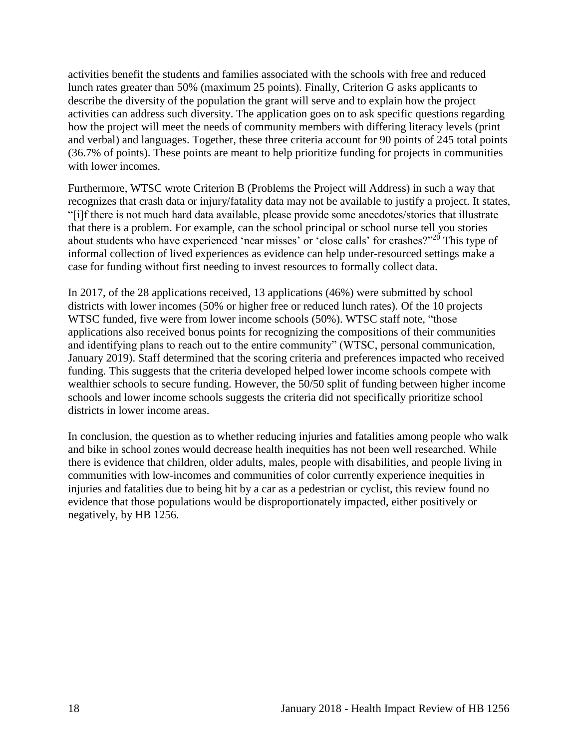activities benefit the students and families associated with the schools with free and reduced lunch rates greater than 50% (maximum 25 points). Finally, Criterion G asks applicants to describe the diversity of the population the grant will serve and to explain how the project activities can address such diversity. The application goes on to ask specific questions regarding how the project will meet the needs of community members with differing literacy levels (print and verbal) and languages. Together, these three criteria account for 90 points of 245 total points (36.7% of points). These points are meant to help prioritize funding for projects in communities with lower incomes.

Furthermore, WTSC wrote Criterion B (Problems the Project will Address) in such a way that recognizes that crash data or injury/fatality data may not be available to justify a project. It states, "[i]f there is not much hard data available, please provide some anecdotes/stories that illustrate that there is a problem. For example, can the school principal or school nurse tell you stories about students who have experienced 'near misses' or 'close calls' for crashes?"[20] This type of informal collection of lived experiences as evidence can help under-resourced settings make a case for funding without first needing to invest resources to formally collect data.

In 2017, of the 28 applications received, 13 applications (46%) were submitted by school districts with lower incomes (50% or higher free or reduced lunch rates). Of the 10 projects WTSC funded, five were from lower income schools (50%). WTSC staff note, "those applications also received bonus points for recognizing the compositions of their communities and identifying plans to reach out to the entire community" (WTSC, personal communication, January 2019). Staff determined that the scoring criteria and preferences impacted who received funding. This suggests that the criteria developed helped lower income schools compete with wealthier schools to secure funding. However, the 50/50 split of funding between higher income schools and lower income schools suggests the criteria did not specifically prioritize school districts in lower income areas.

In conclusion, the question as to whether reducing injuries and fatalities among people who walk and bike in school zones would decrease health inequities has not been well researched. While there is evidence that children, older adults, males, people with disabilities, and people living in communities with low-incomes and communities of color currently experience inequities in injuries and fatalities due to being hit by a car as a pedestrian or cyclist, this review found no evidence that those populations would be disproportionately impacted, either positively or negatively, by HB 1256.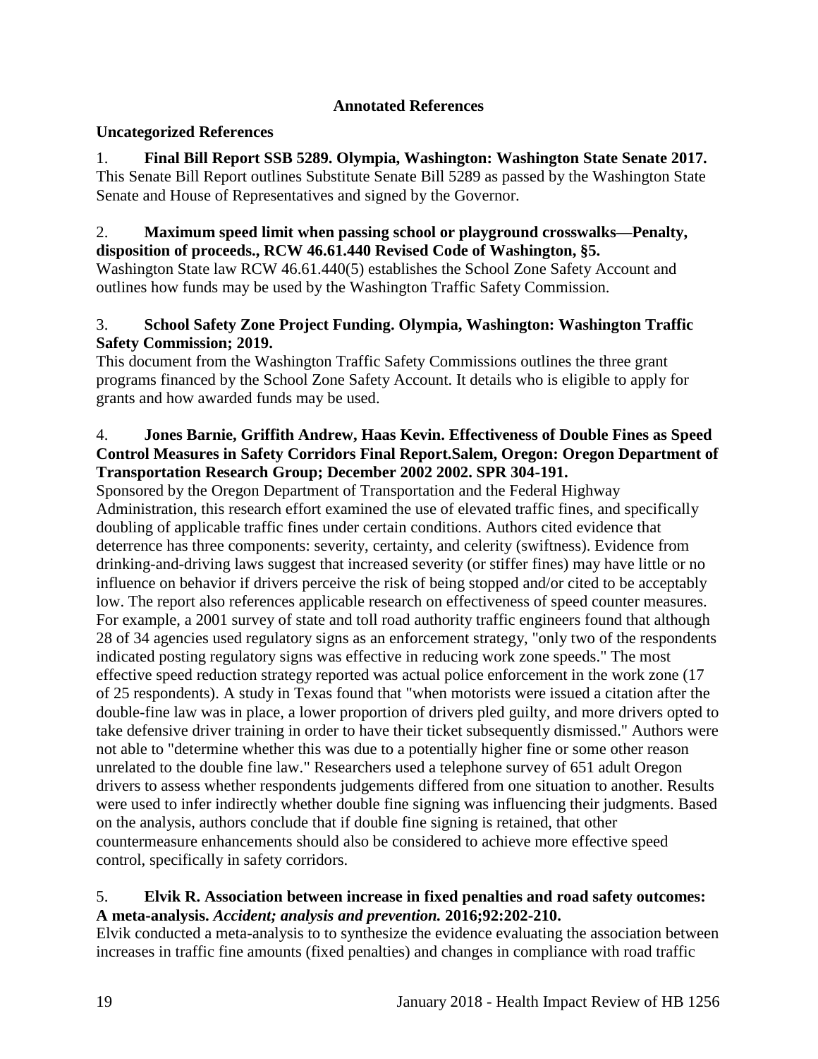## Annotated References

### Uncategorized References

1. **Final Bill Report SSB 5289. Olympia, Washington: Washington State Senate 2017.**
This Senate Bill Report outlines Substitute Senate Bill 5289 as passed by the Washington State Senate and House of Representatives and signed by the Governor.

2. **Maximum speed limit when passing school or playground crosswalks—Penalty, disposition of proceeds., RCW 46.61.440 Revised Code of Washington, §5.**
Washington State law RCW 46.61.440(5) establishes the School Zone Safety Account and outlines how funds may be used by the Washington Traffic Safety Commission.

3. **School Safety Zone Project Funding. Olympia, Washington: Washington Traffic Safety Commission; 2019.**
This document from the Washington Traffic Safety Commissions outlines the three grant programs financed by the School Zone Safety Account. It details who is eligible to apply for grants and how awarded funds may be used.

4. **Jones Barnie, Griffith Andrew, Haas Kevin. Effectiveness of Double Fines as Speed Control Measures in Safety Corridors Final Report.Salem, Oregon: Oregon Department of Transportation Research Group; December 2002 2002. SPR 304-191.**
Sponsored by the Oregon Department of Transportation and the Federal Highway Administration, this research effort examined the use of elevated traffic fines, and specifically doubling of applicable traffic fines under certain conditions. Authors cited evidence that deterrence has three components: severity, certainty, and celerity (swiftness). Evidence from drinking-and-driving laws suggest that increased severity (or stiffer fines) may have little or no influence on behavior if drivers perceive the risk of being stopped and/or cited to be acceptably low. The report also references applicable research on effectiveness of speed counter measures. For example, a 2001 survey of state and toll road authority traffic engineers found that although 28 of 34 agencies used regulatory signs as an enforcement strategy, "only two of the respondents indicated posting regulatory signs was effective in reducing work zone speeds." The most effective speed reduction strategy reported was actual police enforcement in the work zone (17 of 25 respondents). A study in Texas found that "when motorists were issued a citation after the double-fine law was in place, a lower proportion of drivers pled guilty, and more drivers opted to take defensive driver training in order to have their ticket subsequently dismissed." Authors were not able to "determine whether this was due to a potentially higher fine or some other reason unrelated to the double fine law." Researchers used a telephone survey of 651 adult Oregon drivers to assess whether respondents judgements differed from one situation to another. Results were used to infer indirectly whether double fine signing was influencing their judgments. Based on the analysis, authors conclude that if double fine signing is retained, that other countermeasure enhancements should also be considered to achieve more effective speed control, specifically in safety corridors.

5. **Elvik R. Association between increase in fixed penalties and road safety outcomes: A meta-analysis. *Accident; analysis and prevention.* 2016;92:202-210.**
Elvik conducted a meta-analysis to to synthesize the evidence evaluating the association between increases in traffic fine amounts (fixed penalties) and changes in compliance with road traffic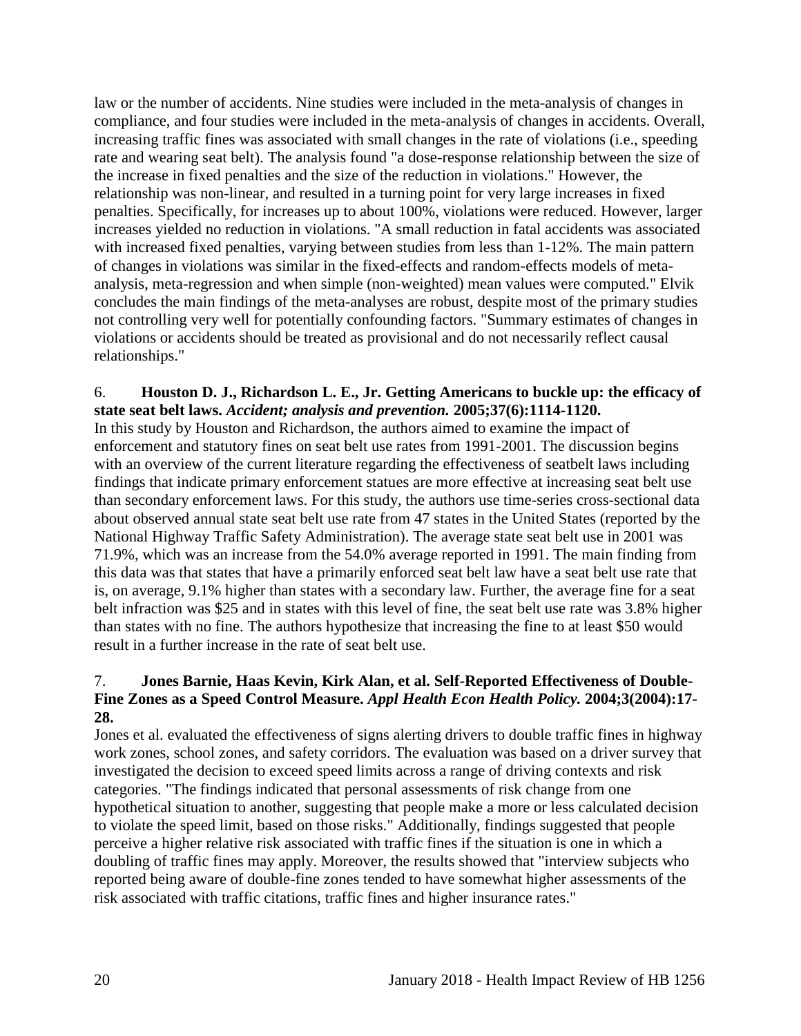law or the number of accidents. Nine studies were included in the meta-analysis of changes in compliance, and four studies were included in the meta-analysis of changes in accidents. Overall, increasing traffic fines was associated with small changes in the rate of violations (i.e., speeding rate and wearing seat belt). The analysis found "a dose-response relationship between the size of the increase in fixed penalties and the size of the reduction in violations." However, the relationship was non-linear, and resulted in a turning point for very large increases in fixed penalties. Specifically, for increases up to about 100%, violations were reduced. However, larger increases yielded no reduction in violations. "A small reduction in fatal accidents was associated with increased fixed penalties, varying between studies from less than 1-12%. The main pattern of changes in violations was similar in the fixed-effects and random-effects models of meta-analysis, meta-regression and when simple (non-weighted) mean values were computed." Elvik concludes the main findings of the meta-analyses are robust, despite most of the primary studies not controlling very well for potentially confounding factors. "Summary estimates of changes in violations or accidents should be treated as provisional and do not necessarily reflect causal relationships."

6. **Houston D. J., Richardson L. E., Jr. Getting Americans to buckle up: the efficacy of state seat belt laws.** ***Accident; analysis and prevention.*** **2005;37(6):1114-1120.**
In this study by Houston and Richardson, the authors aimed to examine the impact of enforcement and statutory fines on seat belt use rates from 1991-2001. The discussion begins with an overview of the current literature regarding the effectiveness of seatbelt laws including findings that indicate primary enforcement statues are more effective at increasing seat belt use than secondary enforcement laws. For this study, the authors use time-series cross-sectional data about observed annual state seat belt use rate from 47 states in the United States (reported by the National Highway Traffic Safety Administration). The average state seat belt use in 2001 was 71.9%, which was an increase from the 54.0% average reported in 1991. The main finding from this data was that states that have a primarily enforced seat belt law have a seat belt use rate that is, on average, 9.1% higher than states with a secondary law. Further, the average fine for a seat belt infraction was $25 and in states with this level of fine, the seat belt use rate was 3.8% higher than states with no fine. The authors hypothesize that increasing the fine to at least $50 would result in a further increase in the rate of seat belt use.

7. **Jones Barnie, Haas Kevin, Kirk Alan, et al. Self-Reported Effectiveness of Double-Fine Zones as a Speed Control Measure.** ***Appl Health Econ Health Policy.*** **2004;3(2004):17-28.**
Jones et al. evaluated the effectiveness of signs alerting drivers to double traffic fines in highway work zones, school zones, and safety corridors. The evaluation was based on a driver survey that investigated the decision to exceed speed limits across a range of driving contexts and risk categories. "The findings indicated that personal assessments of risk change from one hypothetical situation to another, suggesting that people make a more or less calculated decision to violate the speed limit, based on those risks." Additionally, findings suggested that people perceive a higher relative risk associated with traffic fines if the situation is one in which a doubling of traffic fines may apply. Moreover, the results showed that "interview subjects who reported being aware of double-fine zones tended to have somewhat higher assessments of the risk associated with traffic citations, traffic fines and higher insurance rates."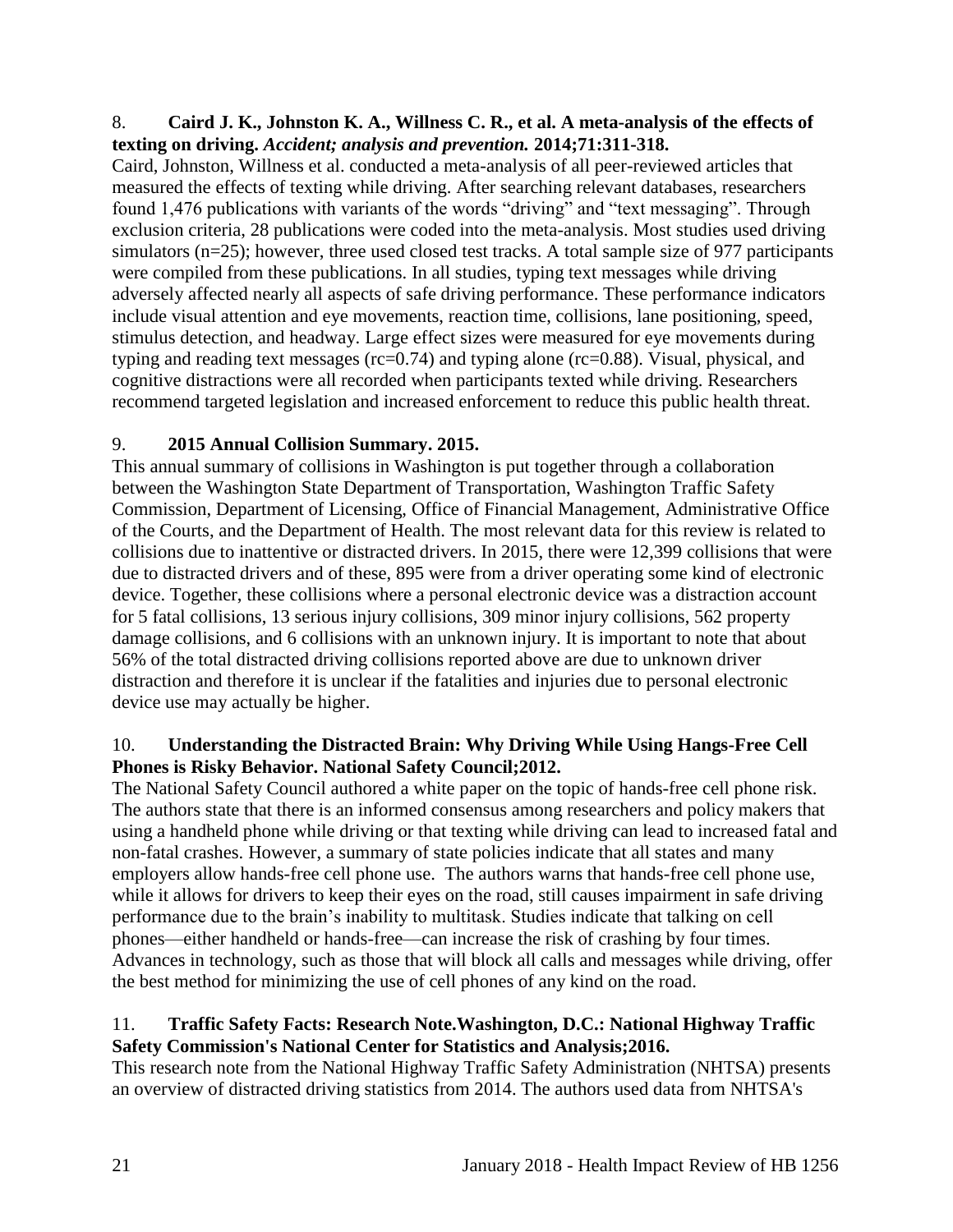8. **Caird J. K., Johnston K. A., Willness C. R., et al. A meta-analysis of the effects of texting on driving.** ***Accident; analysis and prevention.*** **2014;71:311-318.**
Caird, Johnston, Willness et al. conducted a meta-analysis of all peer-reviewed articles that measured the effects of texting while driving. After searching relevant databases, researchers found 1,476 publications with variants of the words "driving" and "text messaging". Through exclusion criteria, 28 publications were coded into the meta-analysis. Most studies used driving simulators (n=25); however, three used closed test tracks. A total sample size of 977 participants were compiled from these publications. In all studies, typing text messages while driving adversely affected nearly all aspects of safe driving performance. These performance indicators include visual attention and eye movements, reaction time, collisions, lane positioning, speed, stimulus detection, and headway. Large effect sizes were measured for eye movements during typing and reading text messages (rc=0.74) and typing alone (rc=0.88). Visual, physical, and cognitive distractions were all recorded when participants texted while driving. Researchers recommend targeted legislation and increased enforcement to reduce this public health threat.

9. **2015 Annual Collision Summary. 2015.**
This annual summary of collisions in Washington is put together through a collaboration between the Washington State Department of Transportation, Washington Traffic Safety Commission, Department of Licensing, Office of Financial Management, Administrative Office of the Courts, and the Department of Health. The most relevant data for this review is related to collisions due to inattentive or distracted drivers. In 2015, there were 12,399 collisions that were due to distracted drivers and of these, 895 were from a driver operating some kind of electronic device. Together, these collisions where a personal electronic device was a distraction account for 5 fatal collisions, 13 serious injury collisions, 309 minor injury collisions, 562 property damage collisions, and 6 collisions with an unknown injury. It is important to note that about 56% of the total distracted driving collisions reported above are due to unknown driver distraction and therefore it is unclear if the fatalities and injuries due to personal electronic device use may actually be higher.

10. **Understanding the Distracted Brain: Why Driving While Using Hangs-Free Cell Phones is Risky Behavior. National Safety Council;2012.**
The National Safety Council authored a white paper on the topic of hands-free cell phone risk. The authors state that there is an informed consensus among researchers and policy makers that using a handheld phone while driving or that texting while driving can lead to increased fatal and non-fatal crashes. However, a summary of state policies indicate that all states and many employers allow hands-free cell phone use. The authors warns that hands-free cell phone use, while it allows for drivers to keep their eyes on the road, still causes impairment in safe driving performance due to the brain's inability to multitask. Studies indicate that talking on cell phones—either handheld or hands-free—can increase the risk of crashing by four times. Advances in technology, such as those that will block all calls and messages while driving, offer the best method for minimizing the use of cell phones of any kind on the road.

11. **Traffic Safety Facts: Research Note.Washington, D.C.: National Highway Traffic Safety Commission's National Center for Statistics and Analysis;2016.**
This research note from the National Highway Traffic Safety Administration (NHTSA) presents an overview of distracted driving statistics from 2014. The authors used data from NHTSA's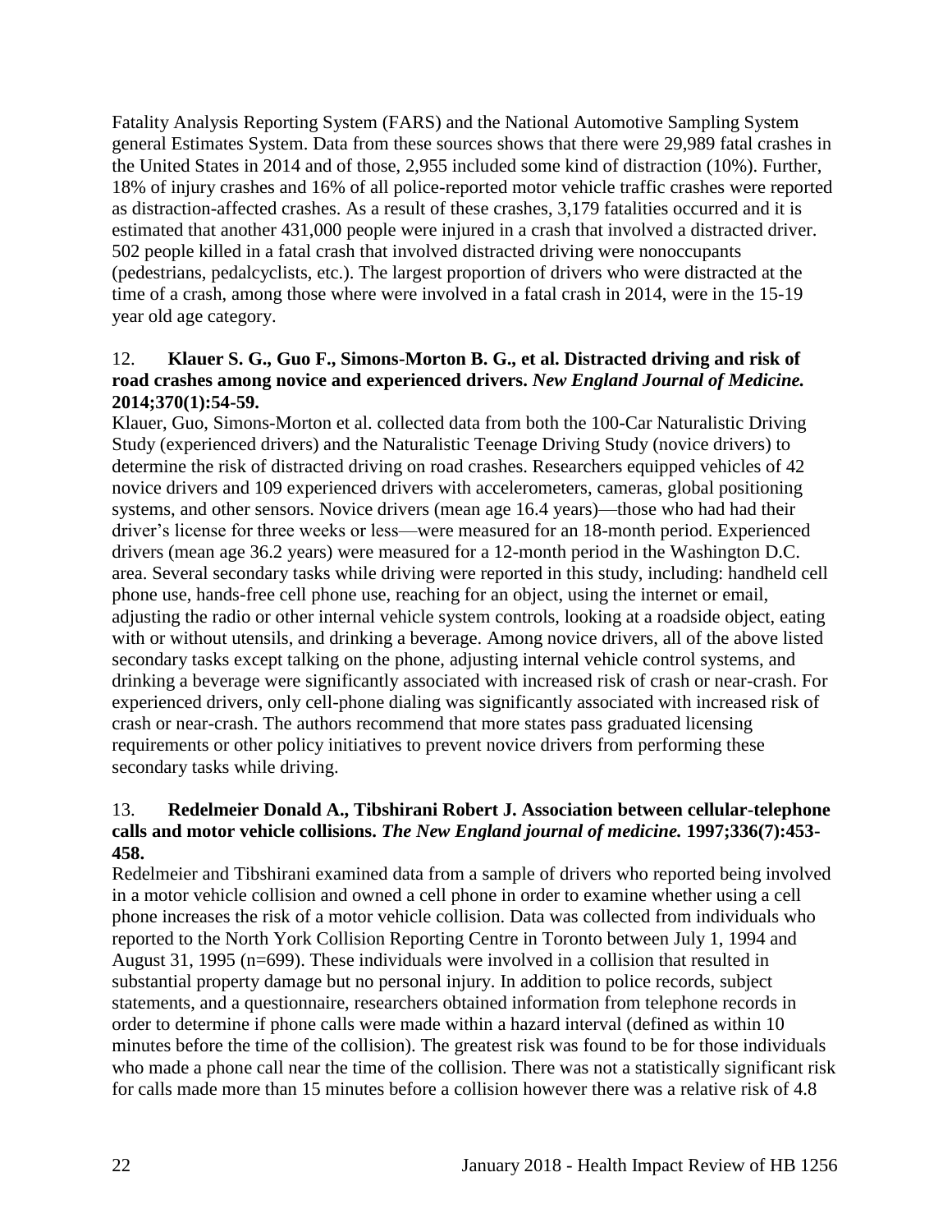Fatality Analysis Reporting System (FARS) and the National Automotive Sampling System general Estimates System. Data from these sources shows that there were 29,989 fatal crashes in the United States in 2014 and of those, 2,955 included some kind of distraction (10%). Further, 18% of injury crashes and 16% of all police-reported motor vehicle traffic crashes were reported as distraction-affected crashes. As a result of these crashes, 3,179 fatalities occurred and it is estimated that another 431,000 people were injured in a crash that involved a distracted driver. 502 people killed in a fatal crash that involved distracted driving were nonoccupants (pedestrians, pedalcyclists, etc.). The largest proportion of drivers who were distracted at the time of a crash, among those where were involved in a fatal crash in 2014, were in the 15-19 year old age category.

12. **Klauer S. G., Guo F., Simons-Morton B. G., et al. Distracted driving and risk of road crashes among novice and experienced drivers.** ***New England Journal of Medicine.*** **2014;370(1):54-59.**

Klauer, Guo, Simons-Morton et al. collected data from both the 100-Car Naturalistic Driving Study (experienced drivers) and the Naturalistic Teenage Driving Study (novice drivers) to determine the risk of distracted driving on road crashes. Researchers equipped vehicles of 42 novice drivers and 109 experienced drivers with accelerometers, cameras, global positioning systems, and other sensors. Novice drivers (mean age 16.4 years)—those who had had their driver's license for three weeks or less—were measured for an 18-month period. Experienced drivers (mean age 36.2 years) were measured for a 12-month period in the Washington D.C. area. Several secondary tasks while driving were reported in this study, including: handheld cell phone use, hands-free cell phone use, reaching for an object, using the internet or email, adjusting the radio or other internal vehicle system controls, looking at a roadside object, eating with or without utensils, and drinking a beverage. Among novice drivers, all of the above listed secondary tasks except talking on the phone, adjusting internal vehicle control systems, and drinking a beverage were significantly associated with increased risk of crash or near-crash. For experienced drivers, only cell-phone dialing was significantly associated with increased risk of crash or near-crash. The authors recommend that more states pass graduated licensing requirements or other policy initiatives to prevent novice drivers from performing these secondary tasks while driving.

13. **Redelmeier Donald A., Tibshirani Robert J. Association between cellular-telephone calls and motor vehicle collisions.** ***The New England journal of medicine.*** **1997;336(7):453-458.**

Redelmeier and Tibshirani examined data from a sample of drivers who reported being involved in a motor vehicle collision and owned a cell phone in order to examine whether using a cell phone increases the risk of a motor vehicle collision. Data was collected from individuals who reported to the North York Collision Reporting Centre in Toronto between July 1, 1994 and August 31, 1995 (n=699). These individuals were involved in a collision that resulted in substantial property damage but no personal injury. In addition to police records, subject statements, and a questionnaire, researchers obtained information from telephone records in order to determine if phone calls were made within a hazard interval (defined as within 10 minutes before the time of the collision). The greatest risk was found to be for those individuals who made a phone call near the time of the collision. There was not a statistically significant risk for calls made more than 15 minutes before a collision however there was a relative risk of 4.8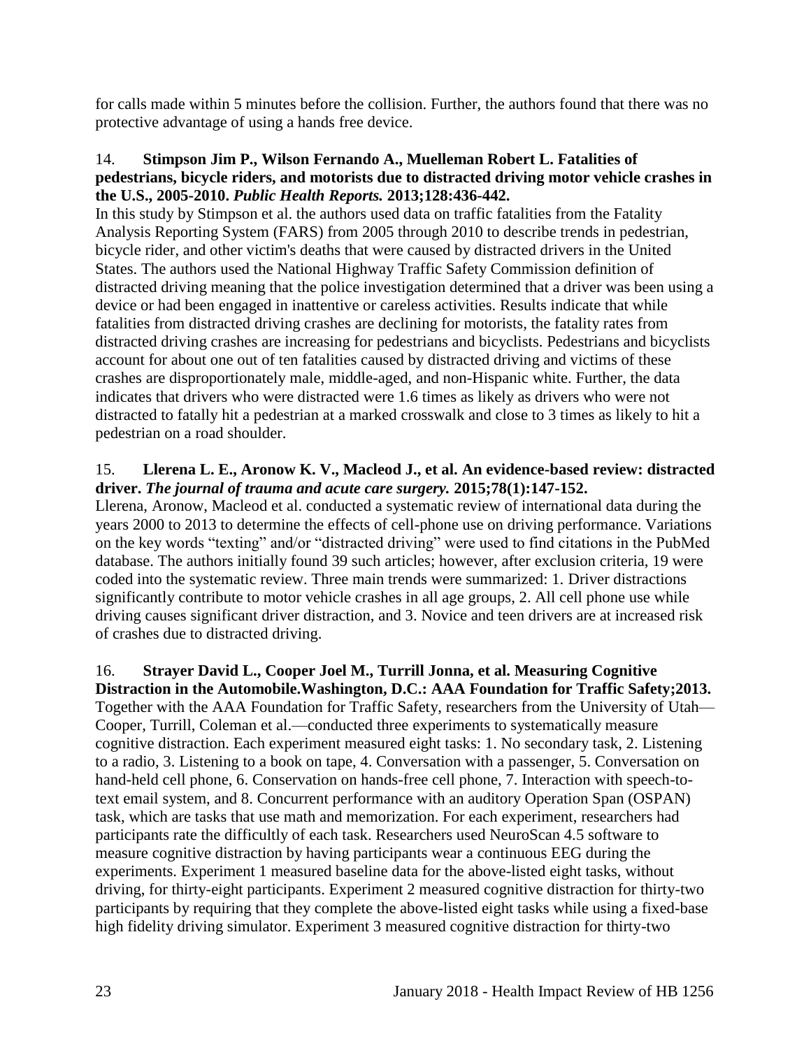for calls made within 5 minutes before the collision. Further, the authors found that there was no protective advantage of using a hands free device.

14. **Stimpson Jim P., Wilson Fernando A., Muelleman Robert L. Fatalities of pedestrians, bicycle riders, and motorists due to distracted driving motor vehicle crashes in the U.S., 2005-2010. *Public Health Reports.* 2013;128:436-442.**
In this study by Stimpson et al. the authors used data on traffic fatalities from the Fatality Analysis Reporting System (FARS) from 2005 through 2010 to describe trends in pedestrian, bicycle rider, and other victim's deaths that were caused by distracted drivers in the United States. The authors used the National Highway Traffic Safety Commission definition of distracted driving meaning that the police investigation determined that a driver was been using a device or had been engaged in inattentive or careless activities. Results indicate that while fatalities from distracted driving crashes are declining for motorists, the fatality rates from distracted driving crashes are increasing for pedestrians and bicyclists. Pedestrians and bicyclists account for about one out of ten fatalities caused by distracted driving and victims of these crashes are disproportionately male, middle-aged, and non-Hispanic white. Further, the data indicates that drivers who were distracted were 1.6 times as likely as drivers who were not distracted to fatally hit a pedestrian at a marked crosswalk and close to 3 times as likely to hit a pedestrian on a road shoulder.

15. **Llerena L. E., Aronow K. V., Macleod J., et al. An evidence-based review: distracted driver. *The journal of trauma and acute care surgery.* 2015;78(1):147-152.**
Llerena, Aronow, Macleod et al. conducted a systematic review of international data during the years 2000 to 2013 to determine the effects of cell-phone use on driving performance. Variations on the key words "texting" and/or "distracted driving" were used to find citations in the PubMed database. The authors initially found 39 such articles; however, after exclusion criteria, 19 were coded into the systematic review. Three main trends were summarized: 1. Driver distractions significantly contribute to motor vehicle crashes in all age groups, 2. All cell phone use while driving causes significant driver distraction, and 3. Novice and teen drivers are at increased risk of crashes due to distracted driving.

16. **Strayer David L., Cooper Joel M., Turrill Jonna, et al. Measuring Cognitive Distraction in the Automobile.Washington, D.C.: AAA Foundation for Traffic Safety;2013.**
Together with the AAA Foundation for Traffic Safety, researchers from the University of Utah—Cooper, Turrill, Coleman et al.—conducted three experiments to systematically measure cognitive distraction. Each experiment measured eight tasks: 1. No secondary task, 2. Listening to a radio, 3. Listening to a book on tape, 4. Conversation with a passenger, 5. Conversation on hand-held cell phone, 6. Conservation on hands-free cell phone, 7. Interaction with speech-to-text email system, and 8. Concurrent performance with an auditory Operation Span (OSPAN) task, which are tasks that use math and memorization. For each experiment, researchers had participants rate the difficultly of each task. Researchers used NeuroScan 4.5 software to measure cognitive distraction by having participants wear a continuous EEG during the experiments. Experiment 1 measured baseline data for the above-listed eight tasks, without driving, for thirty-eight participants. Experiment 2 measured cognitive distraction for thirty-two participants by requiring that they complete the above-listed eight tasks while using a fixed-base high fidelity driving simulator. Experiment 3 measured cognitive distraction for thirty-two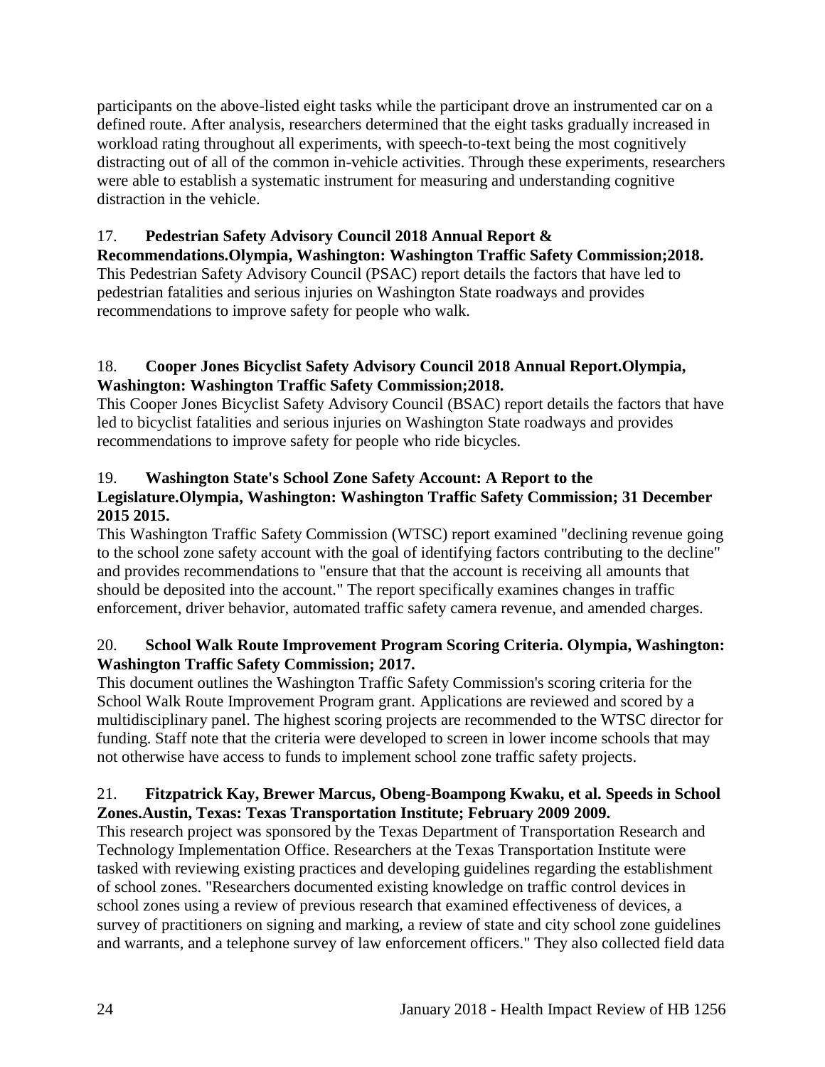participants on the above-listed eight tasks while the participant drove an instrumented car on a defined route. After analysis, researchers determined that the eight tasks gradually increased in workload rating throughout all experiments, with speech-to-text being the most cognitively distracting out of all of the common in-vehicle activities. Through these experiments, researchers were able to establish a systematic instrument for measuring and understanding cognitive distraction in the vehicle.

17. **Pedestrian Safety Advisory Council 2018 Annual Report & Recommendations.Olympia, Washington: Washington Traffic Safety Commission;2018.**
This Pedestrian Safety Advisory Council (PSAC) report details the factors that have led to pedestrian fatalities and serious injuries on Washington State roadways and provides recommendations to improve safety for people who walk.

18. **Cooper Jones Bicyclist Safety Advisory Council 2018 Annual Report.Olympia, Washington: Washington Traffic Safety Commission;2018.**
This Cooper Jones Bicyclist Safety Advisory Council (BSAC) report details the factors that have led to bicyclist fatalities and serious injuries on Washington State roadways and provides recommendations to improve safety for people who ride bicycles.

19. **Washington State's School Zone Safety Account: A Report to the Legislature.Olympia, Washington: Washington Traffic Safety Commission; 31 December 2015 2015.**
This Washington Traffic Safety Commission (WTSC) report examined "declining revenue going to the school zone safety account with the goal of identifying factors contributing to the decline" and provides recommendations to "ensure that that the account is receiving all amounts that should be deposited into the account." The report specifically examines changes in traffic enforcement, driver behavior, automated traffic safety camera revenue, and amended charges.

20. **School Walk Route Improvement Program Scoring Criteria. Olympia, Washington: Washington Traffic Safety Commission; 2017.**
This document outlines the Washington Traffic Safety Commission's scoring criteria for the School Walk Route Improvement Program grant. Applications are reviewed and scored by a multidisciplinary panel. The highest scoring projects are recommended to the WTSC director for funding. Staff note that the criteria were developed to screen in lower income schools that may not otherwise have access to funds to implement school zone traffic safety projects.

21. **Fitzpatrick Kay, Brewer Marcus, Obeng-Boampong Kwaku, et al. Speeds in School Zones.Austin, Texas: Texas Transportation Institute; February 2009 2009.**
This research project was sponsored by the Texas Department of Transportation Research and Technology Implementation Office. Researchers at the Texas Transportation Institute were tasked with reviewing existing practices and developing guidelines regarding the establishment of school zones. "Researchers documented existing knowledge on traffic control devices in school zones using a review of previous research that examined effectiveness of devices, a survey of practitioners on signing and marking, a review of state and city school zone guidelines and warrants, and a telephone survey of law enforcement officers." They also collected field data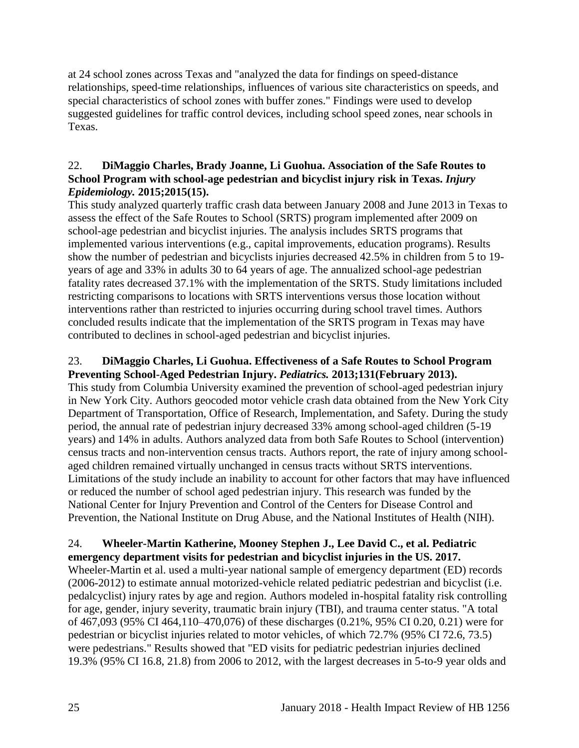at 24 school zones across Texas and "analyzed the data for findings on speed-distance relationships, speed-time relationships, influences of various site characteristics on speeds, and special characteristics of school zones with buffer zones." Findings were used to develop suggested guidelines for traffic control devices, including school speed zones, near schools in Texas.

22. **DiMaggio Charles, Brady Joanne, Li Guohua. Association of the Safe Routes to School Program with school-age pedestrian and bicyclist injury risk in Texas. *Injury Epidemiology.* 2015;2015(15).**
This study analyzed quarterly traffic crash data between January 2008 and June 2013 in Texas to assess the effect of the Safe Routes to School (SRTS) program implemented after 2009 on school-age pedestrian and bicyclist injuries. The analysis includes SRTS programs that implemented various interventions (e.g., capital improvements, education programs). Results show the number of pedestrian and bicyclists injuries decreased 42.5% in children from 5 to 19-years of age and 33% in adults 30 to 64 years of age. The annualized school-age pedestrian fatality rates decreased 37.1% with the implementation of the SRTS. Study limitations included restricting comparisons to locations with SRTS interventions versus those location without interventions rather than restricted to injuries occurring during school travel times. Authors concluded results indicate that the implementation of the SRTS program in Texas may have contributed to declines in school-aged pedestrian and bicyclist injuries.

23. **DiMaggio Charles, Li Guohua. Effectiveness of a Safe Routes to School Program Preventing School-Aged Pedestrian Injury. *Pediatrics.* 2013;131(February 2013).**
This study from Columbia University examined the prevention of school-aged pedestrian injury in New York City. Authors geocoded motor vehicle crash data obtained from the New York City Department of Transportation, Office of Research, Implementation, and Safety. During the study period, the annual rate of pedestrian injury decreased 33% among school-aged children (5-19 years) and 14% in adults. Authors analyzed data from both Safe Routes to School (intervention) census tracts and non-intervention census tracts. Authors report, the rate of injury among school-aged children remained virtually unchanged in census tracts without SRTS interventions. Limitations of the study include an inability to account for other factors that may have influenced or reduced the number of school aged pedestrian injury. This research was funded by the National Center for Injury Prevention and Control of the Centers for Disease Control and Prevention, the National Institute on Drug Abuse, and the National Institutes of Health (NIH).

24. **Wheeler-Martin Katherine, Mooney Stephen J., Lee David C., et al. Pediatric emergency department visits for pedestrian and bicyclist injuries in the US. 2017.**
Wheeler-Martin et al. used a multi-year national sample of emergency department (ED) records (2006-2012) to estimate annual motorized-vehicle related pediatric pedestrian and bicyclist (i.e. pedalcyclist) injury rates by age and region. Authors modeled in-hospital fatality risk controlling for age, gender, injury severity, traumatic brain injury (TBI), and trauma center status. "A total of 467,093 (95% CI 464,110–470,076) of these discharges (0.21%, 95% CI 0.20, 0.21) were for pedestrian or bicyclist injuries related to motor vehicles, of which 72.7% (95% CI 72.6, 73.5) were pedestrians." Results showed that "ED visits for pediatric pedestrian injuries declined 19.3% (95% CI 16.8, 21.8) from 2006 to 2012, with the largest decreases in 5-to-9 year olds and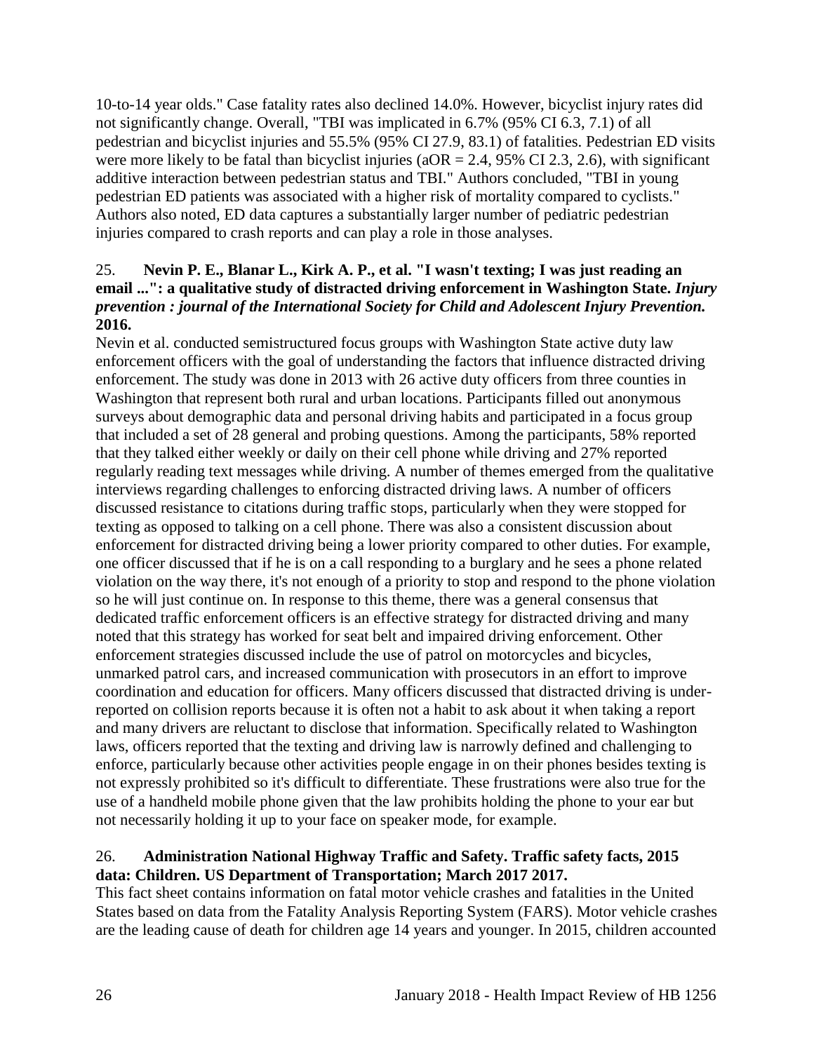10-to-14 year olds." Case fatality rates also declined 14.0%. However, bicyclist injury rates did not significantly change. Overall, "TBI was implicated in 6.7% (95% CI 6.3, 7.1) of all pedestrian and bicyclist injuries and 55.5% (95% CI 27.9, 83.1) of fatalities. Pedestrian ED visits were more likely to be fatal than bicyclist injuries (aOR = 2.4, 95% CI 2.3, 2.6), with significant additive interaction between pedestrian status and TBI." Authors concluded, "TBI in young pedestrian ED patients was associated with a higher risk of mortality compared to cyclists." Authors also noted, ED data captures a substantially larger number of pediatric pedestrian injuries compared to crash reports and can play a role in those analyses.

25. **Nevin P. E., Blanar L., Kirk A. P., et al. "I wasn't texting; I was just reading an email ...": a qualitative study of distracted driving enforcement in Washington State. *Injury prevention : journal of the International Society for Child and Adolescent Injury Prevention.* 2016.**

Nevin et al. conducted semistructured focus groups with Washington State active duty law enforcement officers with the goal of understanding the factors that influence distracted driving enforcement. The study was done in 2013 with 26 active duty officers from three counties in Washington that represent both rural and urban locations. Participants filled out anonymous surveys about demographic data and personal driving habits and participated in a focus group that included a set of 28 general and probing questions. Among the participants, 58% reported that they talked either weekly or daily on their cell phone while driving and 27% reported regularly reading text messages while driving. A number of themes emerged from the qualitative interviews regarding challenges to enforcing distracted driving laws. A number of officers discussed resistance to citations during traffic stops, particularly when they were stopped for texting as opposed to talking on a cell phone. There was also a consistent discussion about enforcement for distracted driving being a lower priority compared to other duties. For example, one officer discussed that if he is on a call responding to a burglary and he sees a phone related violation on the way there, it's not enough of a priority to stop and respond to the phone violation so he will just continue on. In response to this theme, there was a general consensus that dedicated traffic enforcement officers is an effective strategy for distracted driving and many noted that this strategy has worked for seat belt and impaired driving enforcement. Other enforcement strategies discussed include the use of patrol on motorcycles and bicycles, unmarked patrol cars, and increased communication with prosecutors in an effort to improve coordination and education for officers. Many officers discussed that distracted driving is under-reported on collision reports because it is often not a habit to ask about it when taking a report and many drivers are reluctant to disclose that information. Specifically related to Washington laws, officers reported that the texting and driving law is narrowly defined and challenging to enforce, particularly because other activities people engage in on their phones besides texting is not expressly prohibited so it's difficult to differentiate. These frustrations were also true for the use of a handheld mobile phone given that the law prohibits holding the phone to your ear but not necessarily holding it up to your face on speaker mode, for example.

26. **Administration National Highway Traffic and Safety. Traffic safety facts, 2015 data: Children. US Department of Transportation; March 2017 2017.**

This fact sheet contains information on fatal motor vehicle crashes and fatalities in the United States based on data from the Fatality Analysis Reporting System (FARS). Motor vehicle crashes are the leading cause of death for children age 14 years and younger. In 2015, children accounted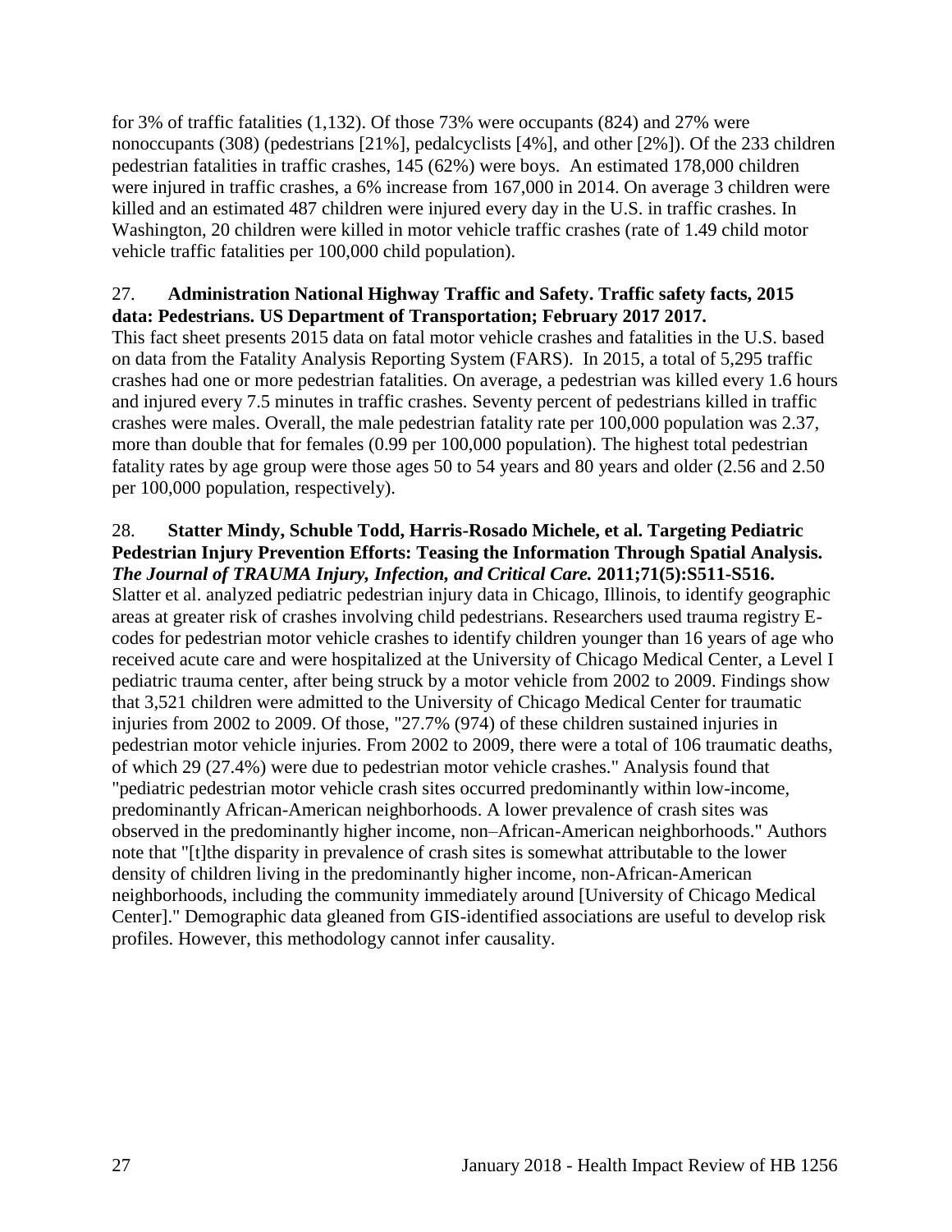for 3% of traffic fatalities (1,132). Of those 73% were occupants (824) and 27% were nonoccupants (308) (pedestrians [21%], pedalcyclists [4%], and other [2%]). Of the 233 children pedestrian fatalities in traffic crashes, 145 (62%) were boys. An estimated 178,000 children were injured in traffic crashes, a 6% increase from 167,000 in 2014. On average 3 children were killed and an estimated 487 children were injured every day in the U.S. in traffic crashes. In Washington, 20 children were killed in motor vehicle traffic crashes (rate of 1.49 child motor vehicle traffic fatalities per 100,000 child population).

27. **Administration National Highway Traffic and Safety. Traffic safety facts, 2015 data: Pedestrians. US Department of Transportation; February 2017 2017.**
This fact sheet presents 2015 data on fatal motor vehicle crashes and fatalities in the U.S. based on data from the Fatality Analysis Reporting System (FARS). In 2015, a total of 5,295 traffic crashes had one or more pedestrian fatalities. On average, a pedestrian was killed every 1.6 hours and injured every 7.5 minutes in traffic crashes. Seventy percent of pedestrians killed in traffic crashes were males. Overall, the male pedestrian fatality rate per 100,000 population was 2.37, more than double that for females (0.99 per 100,000 population). The highest total pedestrian fatality rates by age group were those ages 50 to 54 years and 80 years and older (2.56 and 2.50 per 100,000 population, respectively).

28. **Statter Mindy, Schuble Todd, Harris-Rosado Michele, et al. Targeting Pediatric Pedestrian Injury Prevention Efforts: Teasing the Information Through Spatial Analysis. *The Journal of TRAUMA Injury, Infection, and Critical Care.* 2011;71(5):S511-S516.**
Slatter et al. analyzed pediatric pedestrian injury data in Chicago, Illinois, to identify geographic areas at greater risk of crashes involving child pedestrians. Researchers used trauma registry E-codes for pedestrian motor vehicle crashes to identify children younger than 16 years of age who received acute care and were hospitalized at the University of Chicago Medical Center, a Level I pediatric trauma center, after being struck by a motor vehicle from 2002 to 2009. Findings show that 3,521 children were admitted to the University of Chicago Medical Center for traumatic injuries from 2002 to 2009. Of those, "27.7% (974) of these children sustained injuries in pedestrian motor vehicle injuries. From 2002 to 2009, there were a total of 106 traumatic deaths, of which 29 (27.4%) were due to pedestrian motor vehicle crashes." Analysis found that "pediatric pedestrian motor vehicle crash sites occurred predominantly within low-income, predominantly African-American neighborhoods. A lower prevalence of crash sites was observed in the predominantly higher income, non–African-American neighborhoods." Authors note that "[t]he disparity in prevalence of crash sites is somewhat attributable to the lower density of children living in the predominantly higher income, non-African-American neighborhoods, including the community immediately around [University of Chicago Medical Center]." Demographic data gleaned from GIS-identified associations are useful to develop risk profiles. However, this methodology cannot infer causality.